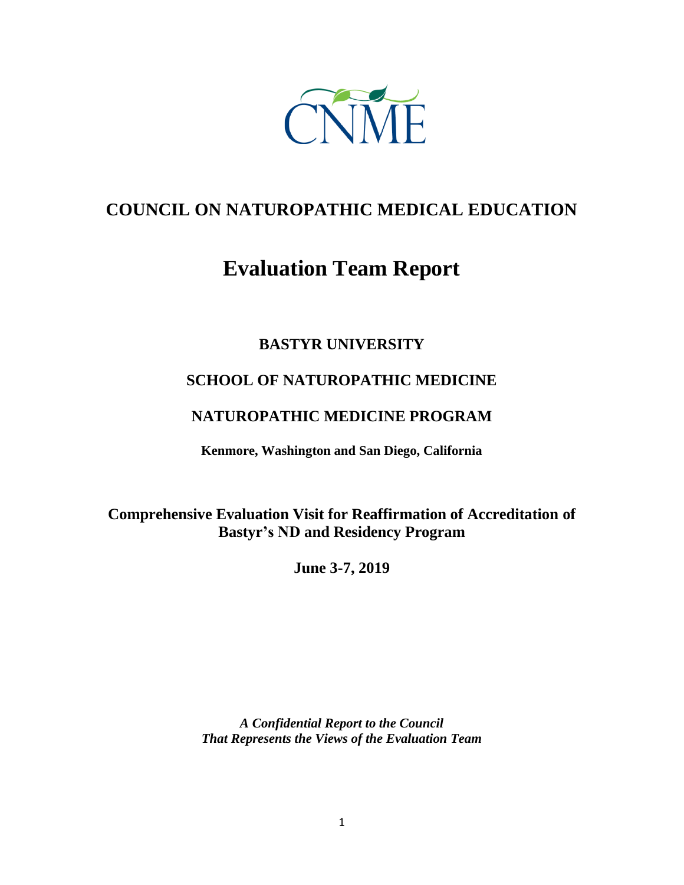CNME

# COUNCIL ON NATUROPATHIC MEDICAL EDUCATION

# Evaluation Team Report

## BASTYR UNIVERSITY

## SCHOOL OF NATUROPATHIC MEDICINE

## NATUROPATHIC MEDICINE PROGRAM

**Kenmore, Washington and San Diego, California**

**Comprehensive Evaluation Visit for Reaffirmation of Accreditation of Bastyr's ND and Residency Program**

**June 3-7, 2019**

***A Confidential Report to the Council That Represents the Views of the Evaluation Team***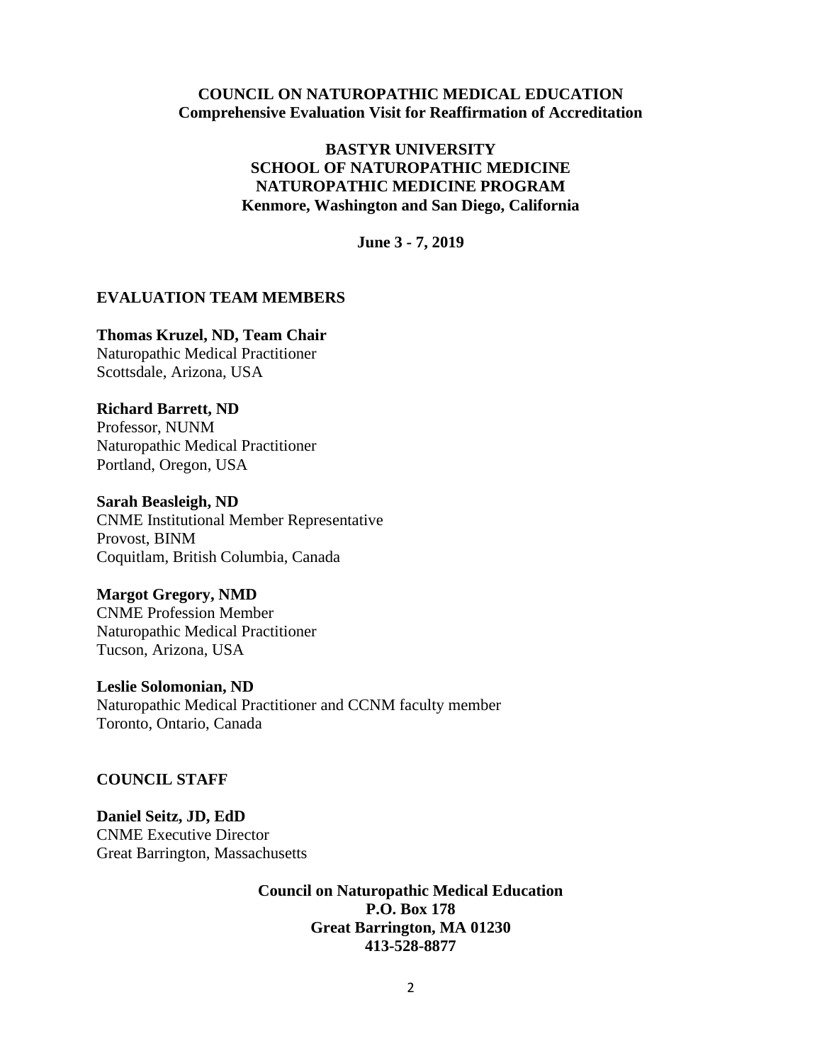**COUNCIL ON NATUROPATHIC MEDICAL EDUCATION**
**Comprehensive Evaluation Visit for Reaffirmation of Accreditation**

**BASTYR UNIVERSITY**
**SCHOOL OF NATUROPATHIC MEDICINE**
**NATUROPATHIC MEDICINE PROGRAM**
**Kenmore, Washington and San Diego, California**

**June 3 - 7, 2019**

## EVALUATION TEAM MEMBERS

**Thomas Kruzel, ND, Team Chair**
Naturopathic Medical Practitioner
Scottsdale, Arizona, USA

**Richard Barrett, ND**
Professor, NUNM
Naturopathic Medical Practitioner
Portland, Oregon, USA

**Sarah Beasleigh, ND**
CNME Institutional Member Representative
Provost, BINM
Coquitlam, British Columbia, Canada

**Margot Gregory, NMD**
CNME Profession Member
Naturopathic Medical Practitioner
Tucson, Arizona, USA

**Leslie Solomonian, ND**
Naturopathic Medical Practitioner and CCNM faculty member
Toronto, Ontario, Canada

## COUNCIL STAFF

**Daniel Seitz, JD, EdD**
CNME Executive Director
Great Barrington, Massachusetts

**Council on Naturopathic Medical Education**
**P.O. Box 178**
**Great Barrington, MA 01230**
**413-528-8877**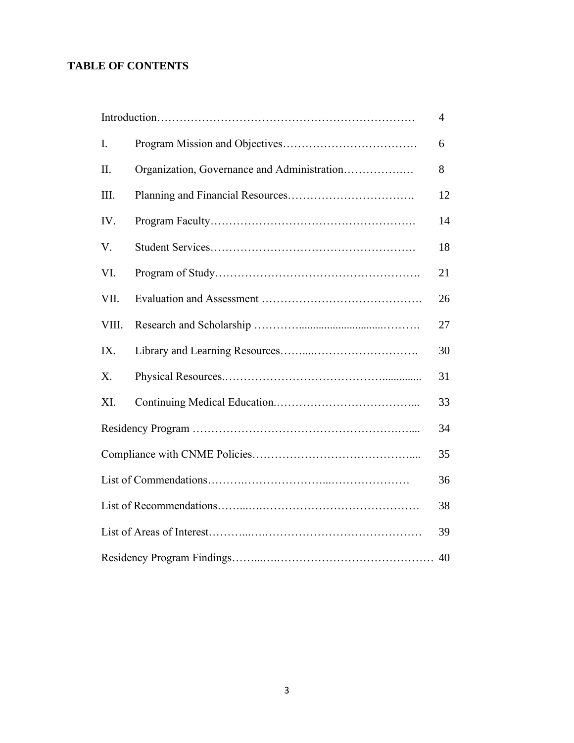**TABLE OF CONTENTS**

| | | |
|---|---|---|
| Introduction | | 4 |
| I. | Program Mission and Objectives | 6 |
| II. | Organization, Governance and Administration | 8 |
| III. | Planning and Financial Resources | 12 |
| IV. | Program Faculty | 14 |
| V. | Student Services | 18 |
| VI. | Program of Study | 21 |
| VII. | Evaluation and Assessment | 26 |
| VIII. | Research and Scholarship | 27 |
| IX. | Library and Learning Resources | 30 |
| X. | Physical Resources | 31 |
| XI. | Continuing Medical Education | 33 |
| Residency Program | | 34 |
| Compliance with CNME Policies | | 35 |
| List of Commendations | | 36 |
| List of Recommendations | | 38 |
| List of Areas of Interest | | 39 |
| Residency Program Findings | | 40 |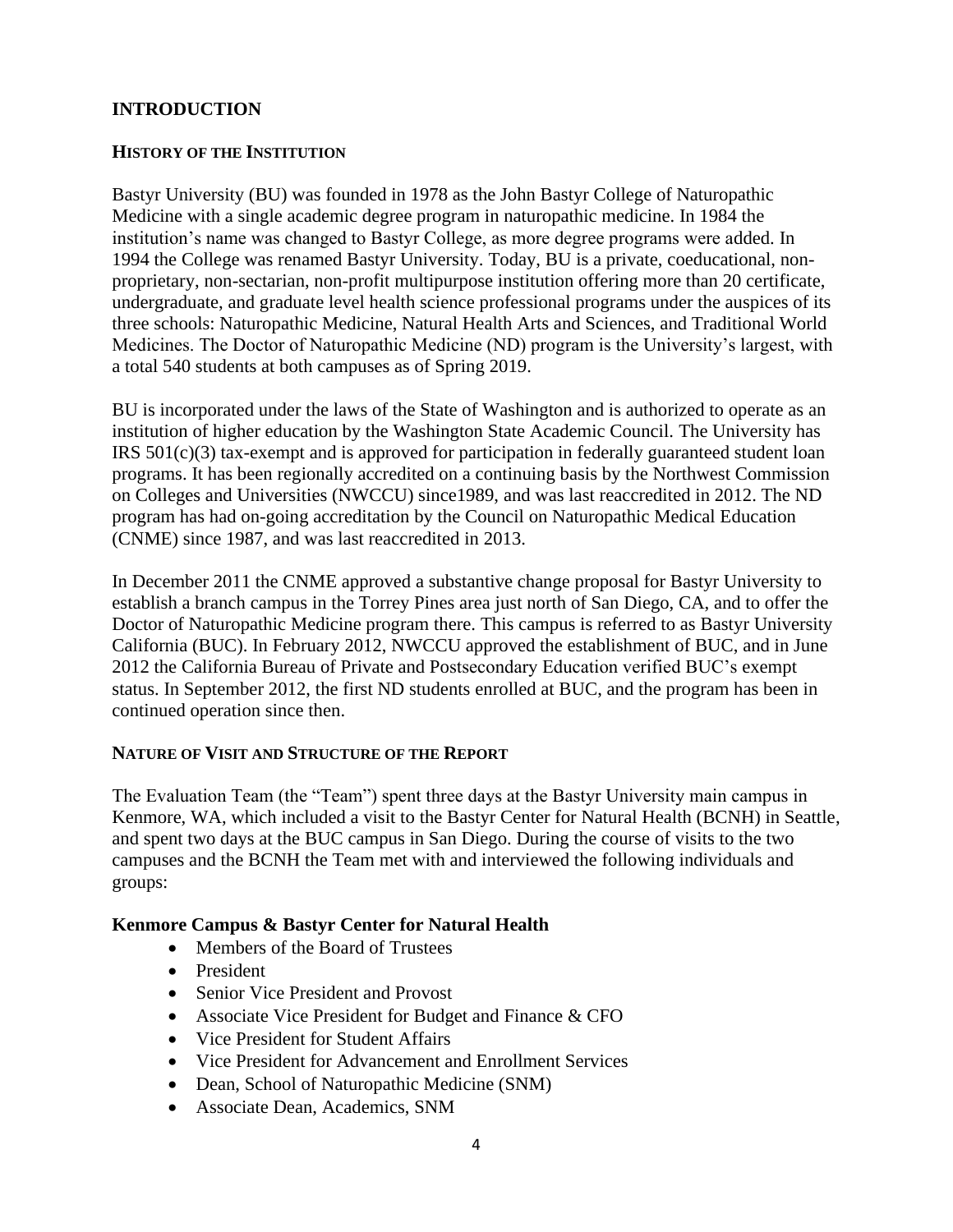# INTRODUCTION

## HISTORY OF THE INSTITUTION

Bastyr University (BU) was founded in 1978 as the John Bastyr College of Naturopathic Medicine with a single academic degree program in naturopathic medicine. In 1984 the institution's name was changed to Bastyr College, as more degree programs were added. In 1994 the College was renamed Bastyr University. Today, BU is a private, coeducational, non-proprietary, non-sectarian, non-profit multipurpose institution offering more than 20 certificate, undergraduate, and graduate level health science professional programs under the auspices of its three schools: Naturopathic Medicine, Natural Health Arts and Sciences, and Traditional World Medicines. The Doctor of Naturopathic Medicine (ND) program is the University's largest, with a total 540 students at both campuses as of Spring 2019.

BU is incorporated under the laws of the State of Washington and is authorized to operate as an institution of higher education by the Washington State Academic Council. The University has IRS 501(c)(3) tax-exempt and is approved for participation in federally guaranteed student loan programs. It has been regionally accredited on a continuing basis by the Northwest Commission on Colleges and Universities (NWCCU) since1989, and was last reaccredited in 2012. The ND program has had on-going accreditation by the Council on Naturopathic Medical Education (CNME) since 1987, and was last reaccredited in 2013.

In December 2011 the CNME approved a substantive change proposal for Bastyr University to establish a branch campus in the Torrey Pines area just north of San Diego, CA, and to offer the Doctor of Naturopathic Medicine program there. This campus is referred to as Bastyr University California (BUC). In February 2012, NWCCU approved the establishment of BUC, and in June 2012 the California Bureau of Private and Postsecondary Education verified BUC's exempt status. In September 2012, the first ND students enrolled at BUC, and the program has been in continued operation since then.

## NATURE OF VISIT AND STRUCTURE OF THE REPORT

The Evaluation Team (the "Team") spent three days at the Bastyr University main campus in Kenmore, WA, which included a visit to the Bastyr Center for Natural Health (BCNH) in Seattle, and spent two days at the BUC campus in San Diego. During the course of visits to the two campuses and the BCNH the Team met with and interviewed the following individuals and groups:

### Kenmore Campus & Bastyr Center for Natural Health

- Members of the Board of Trustees
- President
- Senior Vice President and Provost
- Associate Vice President for Budget and Finance & CFO
- Vice President for Student Affairs
- Vice President for Advancement and Enrollment Services
- Dean, School of Naturopathic Medicine (SNM)
- Associate Dean, Academics, SNM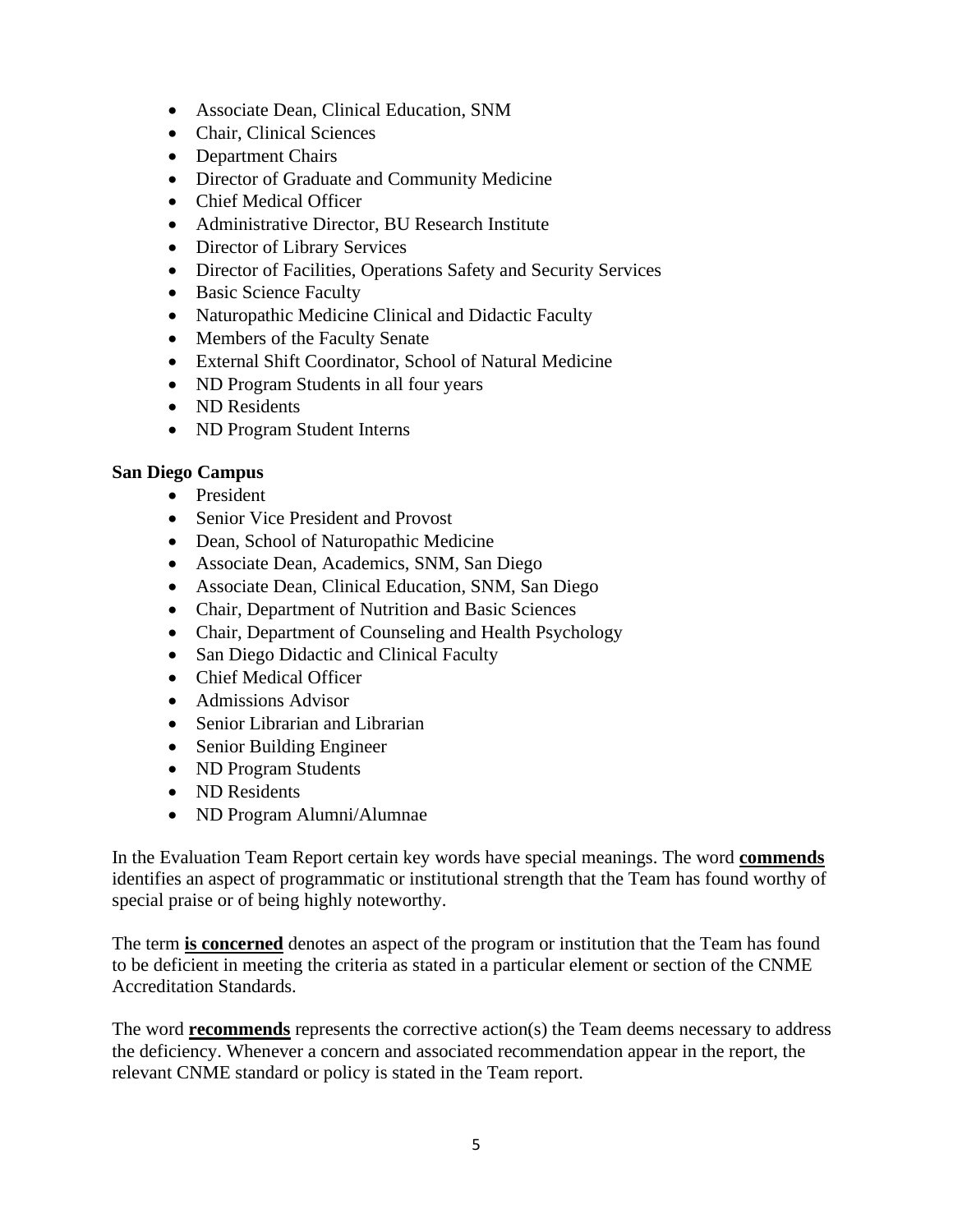- Associate Dean, Clinical Education, SNM
- Chair, Clinical Sciences
- Department Chairs
- Director of Graduate and Community Medicine
- Chief Medical Officer
- Administrative Director, BU Research Institute
- Director of Library Services
- Director of Facilities, Operations Safety and Security Services
- Basic Science Faculty
- Naturopathic Medicine Clinical and Didactic Faculty
- Members of the Faculty Senate
- External Shift Coordinator, School of Natural Medicine
- ND Program Students in all four years
- ND Residents
- ND Program Student Interns

**San Diego Campus**

- President
- Senior Vice President and Provost
- Dean, School of Naturopathic Medicine
- Associate Dean, Academics, SNM, San Diego
- Associate Dean, Clinical Education, SNM, San Diego
- Chair, Department of Nutrition and Basic Sciences
- Chair, Department of Counseling and Health Psychology
- San Diego Didactic and Clinical Faculty
- Chief Medical Officer
- Admissions Advisor
- Senior Librarian and Librarian
- Senior Building Engineer
- ND Program Students
- ND Residents
- ND Program Alumni/Alumnae

In the Evaluation Team Report certain key words have special meanings. The word **commends** identifies an aspect of programmatic or institutional strength that the Team has found worthy of special praise or of being highly noteworthy.

The term **is concerned** denotes an aspect of the program or institution that the Team has found to be deficient in meeting the criteria as stated in a particular element or section of the CNME Accreditation Standards.

The word **recommends** represents the corrective action(s) the Team deems necessary to address the deficiency. Whenever a concern and associated recommendation appear in the report, the relevant CNME standard or policy is stated in the Team report.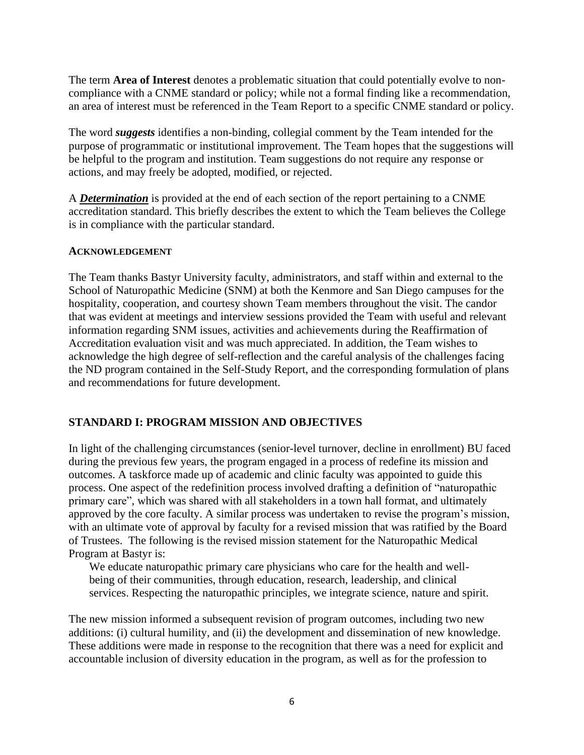The term **Area of Interest** denotes a problematic situation that could potentially evolve to non-compliance with a CNME standard or policy; while not a formal finding like a recommendation, an area of interest must be referenced in the Team Report to a specific CNME standard or policy.

The word ***suggests*** identifies a non-binding, collegial comment by the Team intended for the purpose of programmatic or institutional improvement. The Team hopes that the suggestions will be helpful to the program and institution. Team suggestions do not require any response or actions, and may freely be adopted, modified, or rejected.

A ***Determination*** is provided at the end of each section of the report pertaining to a CNME accreditation standard. This briefly describes the extent to which the Team believes the College is in compliance with the particular standard.

#### ACKNOWLEDGEMENT

The Team thanks Bastyr University faculty, administrators, and staff within and external to the School of Naturopathic Medicine (SNM) at both the Kenmore and San Diego campuses for the hospitality, cooperation, and courtesy shown Team members throughout the visit. The candor that was evident at meetings and interview sessions provided the Team with useful and relevant information regarding SNM issues, activities and achievements during the Reaffirmation of Accreditation evaluation visit and was much appreciated. In addition, the Team wishes to acknowledge the high degree of self-reflection and the careful analysis of the challenges facing the ND program contained in the Self-Study Report, and the corresponding formulation of plans and recommendations for future development.

## STANDARD I: PROGRAM MISSION AND OBJECTIVES

In light of the challenging circumstances (senior-level turnover, decline in enrollment) BU faced during the previous few years, the program engaged in a process of redefine its mission and outcomes. A taskforce made up of academic and clinic faculty was appointed to guide this process. One aspect of the redefinition process involved drafting a definition of "naturopathic primary care", which was shared with all stakeholders in a town hall format, and ultimately approved by the core faculty. A similar process was undertaken to revise the program's mission, with an ultimate vote of approval by faculty for a revised mission that was ratified by the Board of Trustees. The following is the revised mission statement for the Naturopathic Medical Program at Bastyr is:

> We educate naturopathic primary care physicians who care for the health and well-being of their communities, through education, research, leadership, and clinical services. Respecting the naturopathic principles, we integrate science, nature and spirit.

The new mission informed a subsequent revision of program outcomes, including two new additions: (i) cultural humility, and (ii) the development and dissemination of new knowledge. These additions were made in response to the recognition that there was a need for explicit and accountable inclusion of diversity education in the program, as well as for the profession to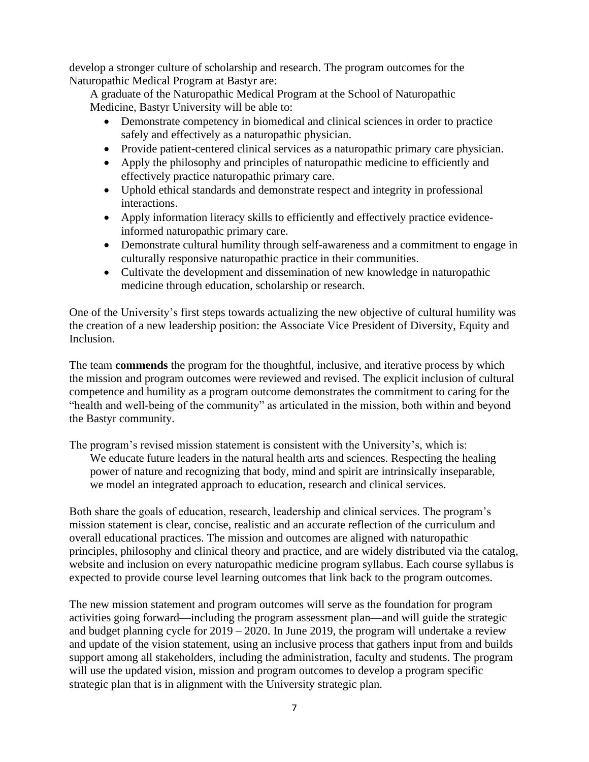develop a stronger culture of scholarship and research. The program outcomes for the Naturopathic Medical Program at Bastyr are:

> A graduate of the Naturopathic Medical Program at the School of Naturopathic Medicine, Bastyr University will be able to:
>
> - Demonstrate competency in biomedical and clinical sciences in order to practice safely and effectively as a naturopathic physician.
> - Provide patient-centered clinical services as a naturopathic primary care physician.
> - Apply the philosophy and principles of naturopathic medicine to efficiently and effectively practice naturopathic primary care.
> - Uphold ethical standards and demonstrate respect and integrity in professional interactions.
> - Apply information literacy skills to efficiently and effectively practice evidence-informed naturopathic primary care.
> - Demonstrate cultural humility through self-awareness and a commitment to engage in culturally responsive naturopathic practice in their communities.
> - Cultivate the development and dissemination of new knowledge in naturopathic medicine through education, scholarship or research.

One of the University's first steps towards actualizing the new objective of cultural humility was the creation of a new leadership position: the Associate Vice President of Diversity, Equity and Inclusion.

The team **commends** the program for the thoughtful, inclusive, and iterative process by which the mission and program outcomes were reviewed and revised. The explicit inclusion of cultural competence and humility as a program outcome demonstrates the commitment to caring for the "health and well-being of the community" as articulated in the mission, both within and beyond the Bastyr community.

The program's revised mission statement is consistent with the University's, which is:

> We educate future leaders in the natural health arts and sciences. Respecting the healing power of nature and recognizing that body, mind and spirit are intrinsically inseparable, we model an integrated approach to education, research and clinical services.

Both share the goals of education, research, leadership and clinical services. The program's mission statement is clear, concise, realistic and an accurate reflection of the curriculum and overall educational practices. The mission and outcomes are aligned with naturopathic principles, philosophy and clinical theory and practice, and are widely distributed via the catalog, website and inclusion on every naturopathic medicine program syllabus. Each course syllabus is expected to provide course level learning outcomes that link back to the program outcomes.

The new mission statement and program outcomes will serve as the foundation for program activities going forward—including the program assessment plan—and will guide the strategic and budget planning cycle for 2019 – 2020. In June 2019, the program will undertake a review and update of the vision statement, using an inclusive process that gathers input from and builds support among all stakeholders, including the administration, faculty and students. The program will use the updated vision, mission and program outcomes to develop a program specific strategic plan that is in alignment with the University strategic plan.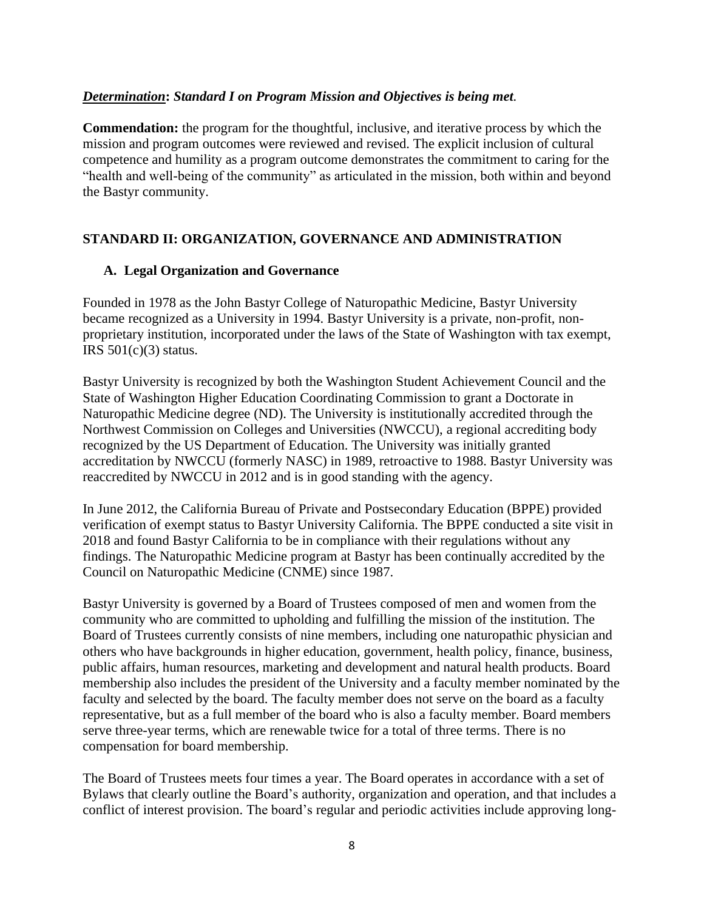***Determination*: Standard I on Program Mission and Objectives is being met.**

**Commendation:** the program for the thoughtful, inclusive, and iterative process by which the mission and program outcomes were reviewed and revised. The explicit inclusion of cultural competence and humility as a program outcome demonstrates the commitment to caring for the "health and well-being of the community" as articulated in the mission, both within and beyond the Bastyr community.

## STANDARD II: ORGANIZATION, GOVERNANCE AND ADMINISTRATION

### A. Legal Organization and Governance

Founded in 1978 as the John Bastyr College of Naturopathic Medicine, Bastyr University became recognized as a University in 1994. Bastyr University is a private, non-profit, non-proprietary institution, incorporated under the laws of the State of Washington with tax exempt, IRS 501(c)(3) status.

Bastyr University is recognized by both the Washington Student Achievement Council and the State of Washington Higher Education Coordinating Commission to grant a Doctorate in Naturopathic Medicine degree (ND). The University is institutionally accredited through the Northwest Commission on Colleges and Universities (NWCCU), a regional accrediting body recognized by the US Department of Education. The University was initially granted accreditation by NWCCU (formerly NASC) in 1989, retroactive to 1988. Bastyr University was reaccredited by NWCCU in 2012 and is in good standing with the agency.

In June 2012, the California Bureau of Private and Postsecondary Education (BPPE) provided verification of exempt status to Bastyr University California. The BPPE conducted a site visit in 2018 and found Bastyr California to be in compliance with their regulations without any findings. The Naturopathic Medicine program at Bastyr has been continually accredited by the Council on Naturopathic Medicine (CNME) since 1987.

Bastyr University is governed by a Board of Trustees composed of men and women from the community who are committed to upholding and fulfilling the mission of the institution. The Board of Trustees currently consists of nine members, including one naturopathic physician and others who have backgrounds in higher education, government, health policy, finance, business, public affairs, human resources, marketing and development and natural health products. Board membership also includes the president of the University and a faculty member nominated by the faculty and selected by the board. The faculty member does not serve on the board as a faculty representative, but as a full member of the board who is also a faculty member. Board members serve three-year terms, which are renewable twice for a total of three terms. There is no compensation for board membership.

The Board of Trustees meets four times a year. The Board operates in accordance with a set of Bylaws that clearly outline the Board's authority, organization and operation, and that includes a conflict of interest provision. The board's regular and periodic activities include approving long-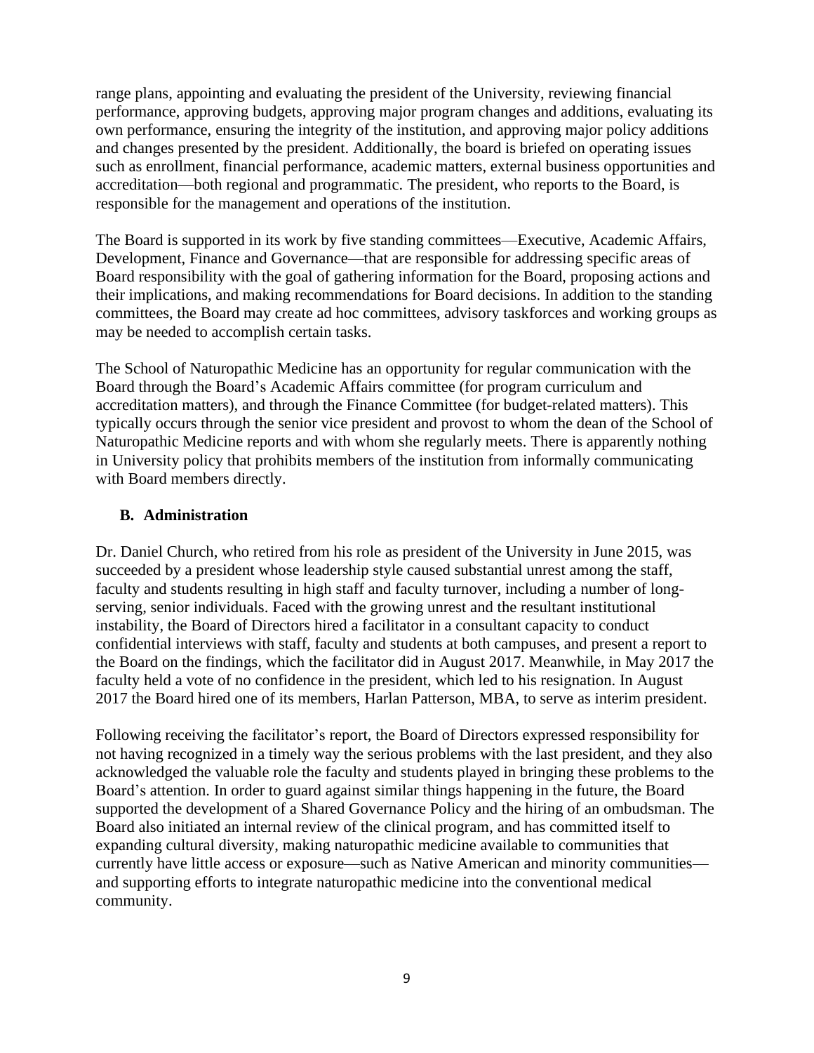range plans, appointing and evaluating the president of the University, reviewing financial performance, approving budgets, approving major program changes and additions, evaluating its own performance, ensuring the integrity of the institution, and approving major policy additions and changes presented by the president. Additionally, the board is briefed on operating issues such as enrollment, financial performance, academic matters, external business opportunities and accreditation—both regional and programmatic. The president, who reports to the Board, is responsible for the management and operations of the institution.

The Board is supported in its work by five standing committees—Executive, Academic Affairs, Development, Finance and Governance—that are responsible for addressing specific areas of Board responsibility with the goal of gathering information for the Board, proposing actions and their implications, and making recommendations for Board decisions. In addition to the standing committees, the Board may create ad hoc committees, advisory taskforces and working groups as may be needed to accomplish certain tasks.

The School of Naturopathic Medicine has an opportunity for regular communication with the Board through the Board's Academic Affairs committee (for program curriculum and accreditation matters), and through the Finance Committee (for budget-related matters). This typically occurs through the senior vice president and provost to whom the dean of the School of Naturopathic Medicine reports and with whom she regularly meets. There is apparently nothing in University policy that prohibits members of the institution from informally communicating with Board members directly.

### B. Administration

Dr. Daniel Church, who retired from his role as president of the University in June 2015, was succeeded by a president whose leadership style caused substantial unrest among the staff, faculty and students resulting in high staff and faculty turnover, including a number of long-serving, senior individuals. Faced with the growing unrest and the resultant institutional instability, the Board of Directors hired a facilitator in a consultant capacity to conduct confidential interviews with staff, faculty and students at both campuses, and present a report to the Board on the findings, which the facilitator did in August 2017. Meanwhile, in May 2017 the faculty held a vote of no confidence in the president, which led to his resignation. In August 2017 the Board hired one of its members, Harlan Patterson, MBA, to serve as interim president.

Following receiving the facilitator's report, the Board of Directors expressed responsibility for not having recognized in a timely way the serious problems with the last president, and they also acknowledged the valuable role the faculty and students played in bringing these problems to the Board's attention. In order to guard against similar things happening in the future, the Board supported the development of a Shared Governance Policy and the hiring of an ombudsman. The Board also initiated an internal review of the clinical program, and has committed itself to expanding cultural diversity, making naturopathic medicine available to communities that currently have little access or exposure—such as Native American and minority communities—and supporting efforts to integrate naturopathic medicine into the conventional medical community.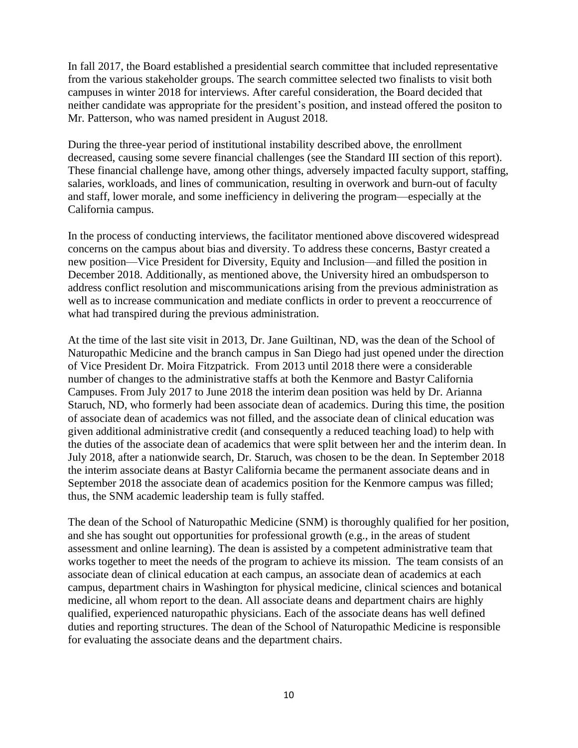In fall 2017, the Board established a presidential search committee that included representative from the various stakeholder groups. The search committee selected two finalists to visit both campuses in winter 2018 for interviews. After careful consideration, the Board decided that neither candidate was appropriate for the president's position, and instead offered the positon to Mr. Patterson, who was named president in August 2018.

During the three-year period of institutional instability described above, the enrollment decreased, causing some severe financial challenges (see the Standard III section of this report). These financial challenge have, among other things, adversely impacted faculty support, staffing, salaries, workloads, and lines of communication, resulting in overwork and burn-out of faculty and staff, lower morale, and some inefficiency in delivering the program—especially at the California campus.

In the process of conducting interviews, the facilitator mentioned above discovered widespread concerns on the campus about bias and diversity. To address these concerns, Bastyr created a new position—Vice President for Diversity, Equity and Inclusion—and filled the position in December 2018. Additionally, as mentioned above, the University hired an ombudsperson to address conflict resolution and miscommunications arising from the previous administration as well as to increase communication and mediate conflicts in order to prevent a reoccurrence of what had transpired during the previous administration.

At the time of the last site visit in 2013, Dr. Jane Guiltinan, ND, was the dean of the School of Naturopathic Medicine and the branch campus in San Diego had just opened under the direction of Vice President Dr. Moira Fitzpatrick. From 2013 until 2018 there were a considerable number of changes to the administrative staffs at both the Kenmore and Bastyr California Campuses. From July 2017 to June 2018 the interim dean position was held by Dr. Arianna Staruch, ND, who formerly had been associate dean of academics. During this time, the position of associate dean of academics was not filled, and the associate dean of clinical education was given additional administrative credit (and consequently a reduced teaching load) to help with the duties of the associate dean of academics that were split between her and the interim dean. In July 2018, after a nationwide search, Dr. Staruch, was chosen to be the dean. In September 2018 the interim associate deans at Bastyr California became the permanent associate deans and in September 2018 the associate dean of academics position for the Kenmore campus was filled; thus, the SNM academic leadership team is fully staffed.

The dean of the School of Naturopathic Medicine (SNM) is thoroughly qualified for her position, and she has sought out opportunities for professional growth (e.g., in the areas of student assessment and online learning). The dean is assisted by a competent administrative team that works together to meet the needs of the program to achieve its mission. The team consists of an associate dean of clinical education at each campus, an associate dean of academics at each campus, department chairs in Washington for physical medicine, clinical sciences and botanical medicine, all whom report to the dean. All associate deans and department chairs are highly qualified, experienced naturopathic physicians. Each of the associate deans has well defined duties and reporting structures. The dean of the School of Naturopathic Medicine is responsible for evaluating the associate deans and the department chairs.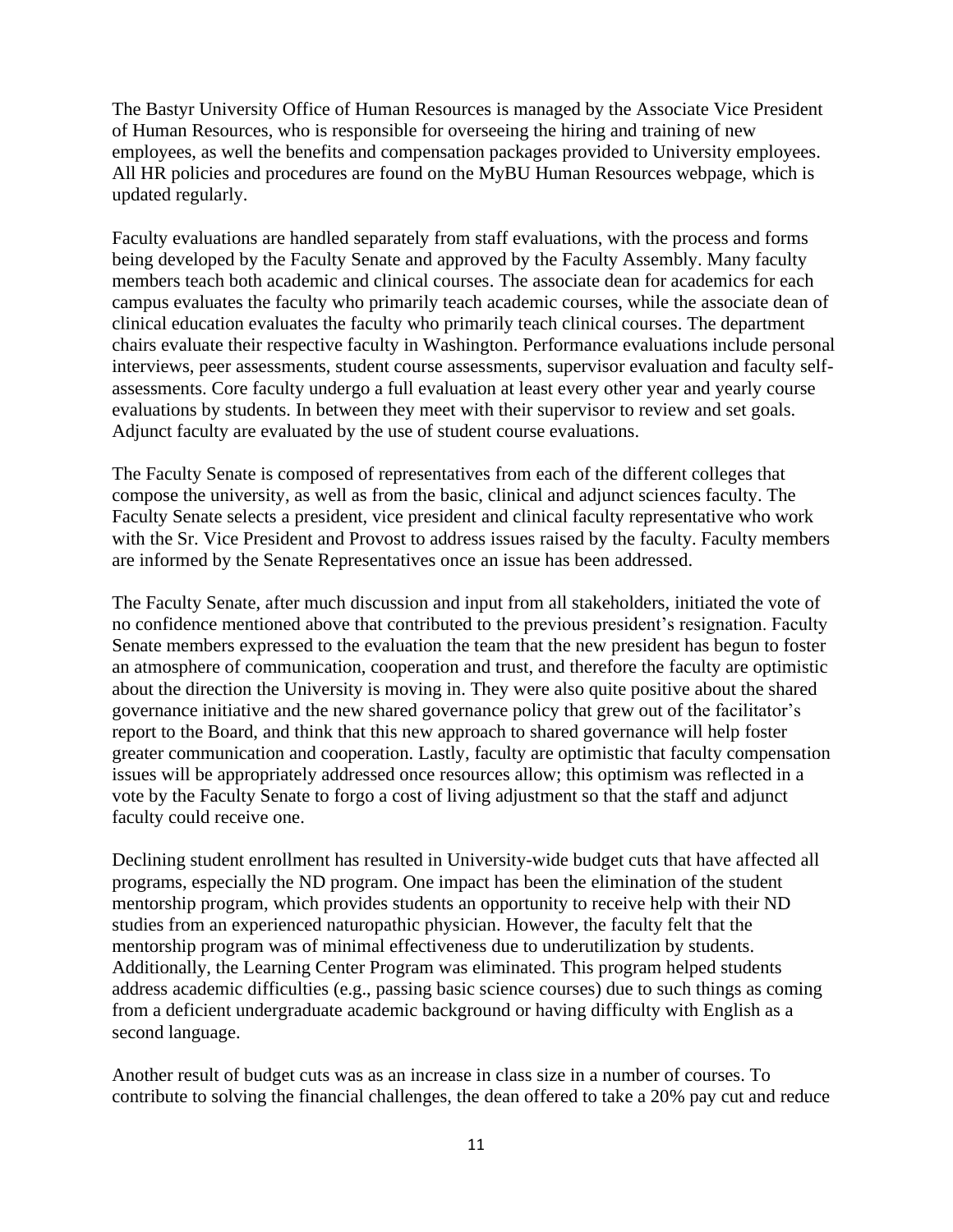The Bastyr University Office of Human Resources is managed by the Associate Vice President of Human Resources, who is responsible for overseeing the hiring and training of new employees, as well the benefits and compensation packages provided to University employees. All HR policies and procedures are found on the MyBU Human Resources webpage, which is updated regularly.

Faculty evaluations are handled separately from staff evaluations, with the process and forms being developed by the Faculty Senate and approved by the Faculty Assembly. Many faculty members teach both academic and clinical courses. The associate dean for academics for each campus evaluates the faculty who primarily teach academic courses, while the associate dean of clinical education evaluates the faculty who primarily teach clinical courses. The department chairs evaluate their respective faculty in Washington. Performance evaluations include personal interviews, peer assessments, student course assessments, supervisor evaluation and faculty self-assessments. Core faculty undergo a full evaluation at least every other year and yearly course evaluations by students. In between they meet with their supervisor to review and set goals. Adjunct faculty are evaluated by the use of student course evaluations.

The Faculty Senate is composed of representatives from each of the different colleges that compose the university, as well as from the basic, clinical and adjunct sciences faculty. The Faculty Senate selects a president, vice president and clinical faculty representative who work with the Sr. Vice President and Provost to address issues raised by the faculty. Faculty members are informed by the Senate Representatives once an issue has been addressed.

The Faculty Senate, after much discussion and input from all stakeholders, initiated the vote of no confidence mentioned above that contributed to the previous president's resignation. Faculty Senate members expressed to the evaluation the team that the new president has begun to foster an atmosphere of communication, cooperation and trust, and therefore the faculty are optimistic about the direction the University is moving in. They were also quite positive about the shared governance initiative and the new shared governance policy that grew out of the facilitator's report to the Board, and think that this new approach to shared governance will help foster greater communication and cooperation. Lastly, faculty are optimistic that faculty compensation issues will be appropriately addressed once resources allow; this optimism was reflected in a vote by the Faculty Senate to forgo a cost of living adjustment so that the staff and adjunct faculty could receive one.

Declining student enrollment has resulted in University-wide budget cuts that have affected all programs, especially the ND program. One impact has been the elimination of the student mentorship program, which provides students an opportunity to receive help with their ND studies from an experienced naturopathic physician. However, the faculty felt that the mentorship program was of minimal effectiveness due to underutilization by students. Additionally, the Learning Center Program was eliminated. This program helped students address academic difficulties (e.g., passing basic science courses) due to such things as coming from a deficient undergraduate academic background or having difficulty with English as a second language.

Another result of budget cuts was as an increase in class size in a number of courses. To contribute to solving the financial challenges, the dean offered to take a 20% pay cut and reduce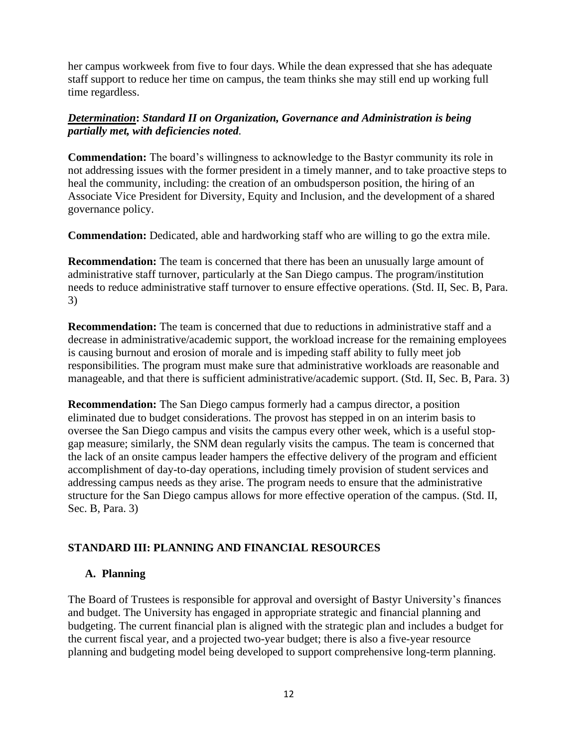her campus workweek from five to four days. While the dean expressed that she has adequate staff support to reduce her time on campus, the team thinks she may still end up working full time regardless.

***<u>Determination</u>*: *Standard II on Organization, Governance and Administration is being partially met, with deficiencies noted*.**

**Commendation:** The board's willingness to acknowledge to the Bastyr community its role in not addressing issues with the former president in a timely manner, and to take proactive steps to heal the community, including: the creation of an ombudsperson position, the hiring of an Associate Vice President for Diversity, Equity and Inclusion, and the development of a shared governance policy.

**Commendation:** Dedicated, able and hardworking staff who are willing to go the extra mile.

**Recommendation:** The team is concerned that there has been an unusually large amount of administrative staff turnover, particularly at the San Diego campus. The program/institution needs to reduce administrative staff turnover to ensure effective operations. (Std. II, Sec. B, Para. 3)

**Recommendation:** The team is concerned that due to reductions in administrative staff and a decrease in administrative/academic support, the workload increase for the remaining employees is causing burnout and erosion of morale and is impeding staff ability to fully meet job responsibilities. The program must make sure that administrative workloads are reasonable and manageable, and that there is sufficient administrative/academic support. (Std. II, Sec. B, Para. 3)

**Recommendation:** The San Diego campus formerly had a campus director, a position eliminated due to budget considerations. The provost has stepped in on an interim basis to oversee the San Diego campus and visits the campus every other week, which is a useful stop-gap measure; similarly, the SNM dean regularly visits the campus. The team is concerned that the lack of an onsite campus leader hampers the effective delivery of the program and efficient accomplishment of day-to-day operations, including timely provision of student services and addressing campus needs as they arise. The program needs to ensure that the administrative structure for the San Diego campus allows for more effective operation of the campus. (Std. II, Sec. B, Para. 3)

## STANDARD III: PLANNING AND FINANCIAL RESOURCES

### A. Planning

The Board of Trustees is responsible for approval and oversight of Bastyr University's finances and budget. The University has engaged in appropriate strategic and financial planning and budgeting. The current financial plan is aligned with the strategic plan and includes a budget for the current fiscal year, and a projected two-year budget; there is also a five-year resource planning and budgeting model being developed to support comprehensive long-term planning.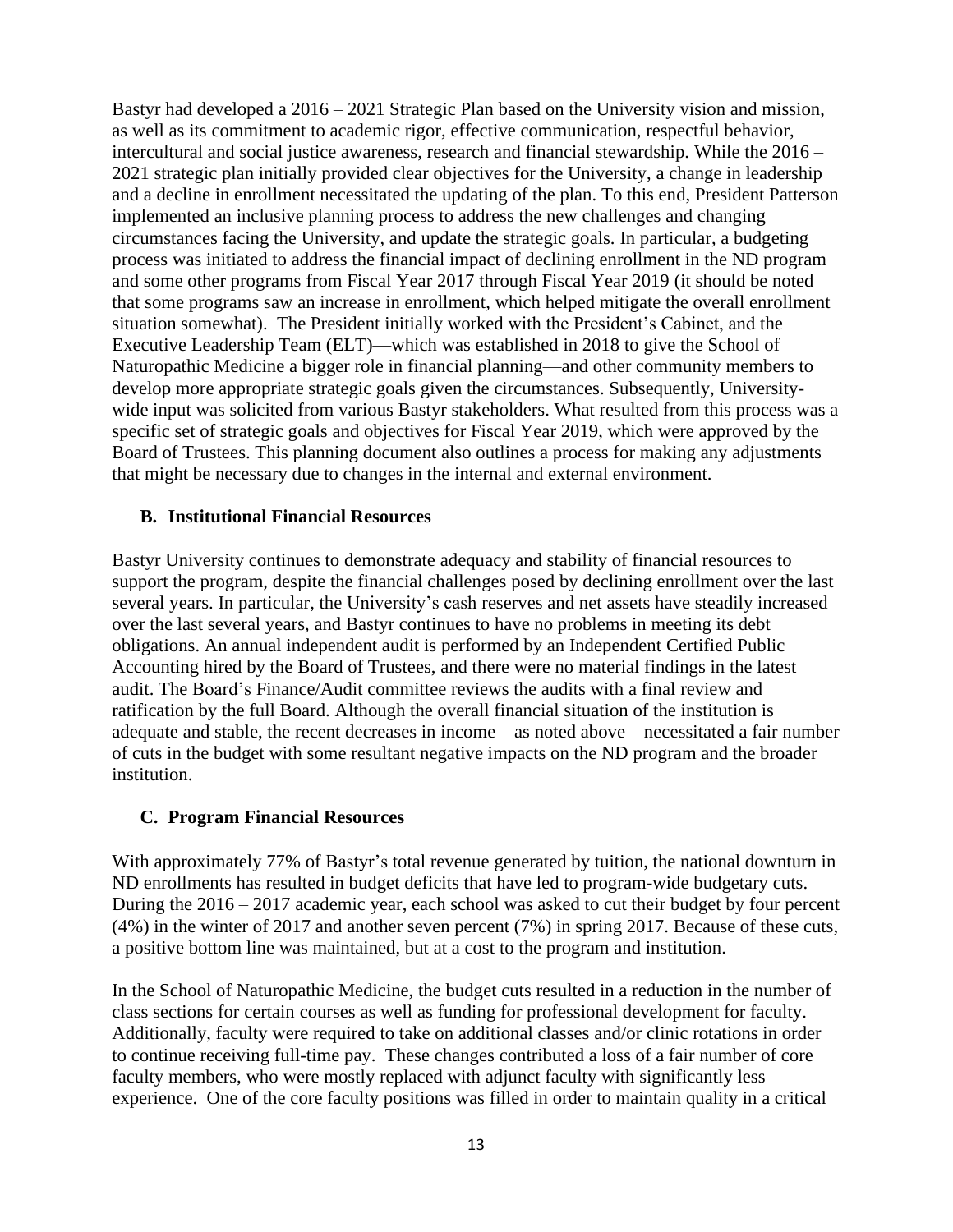Bastyr had developed a 2016 – 2021 Strategic Plan based on the University vision and mission, as well as its commitment to academic rigor, effective communication, respectful behavior, intercultural and social justice awareness, research and financial stewardship. While the 2016 – 2021 strategic plan initially provided clear objectives for the University, a change in leadership and a decline in enrollment necessitated the updating of the plan. To this end, President Patterson implemented an inclusive planning process to address the new challenges and changing circumstances facing the University, and update the strategic goals. In particular, a budgeting process was initiated to address the financial impact of declining enrollment in the ND program and some other programs from Fiscal Year 2017 through Fiscal Year 2019 (it should be noted that some programs saw an increase in enrollment, which helped mitigate the overall enrollment situation somewhat). The President initially worked with the President's Cabinet, and the Executive Leadership Team (ELT)—which was established in 2018 to give the School of Naturopathic Medicine a bigger role in financial planning—and other community members to develop more appropriate strategic goals given the circumstances. Subsequently, University-wide input was solicited from various Bastyr stakeholders. What resulted from this process was a specific set of strategic goals and objectives for Fiscal Year 2019, which were approved by the Board of Trustees. This planning document also outlines a process for making any adjustments that might be necessary due to changes in the internal and external environment.

### B. Institutional Financial Resources

Bastyr University continues to demonstrate adequacy and stability of financial resources to support the program, despite the financial challenges posed by declining enrollment over the last several years. In particular, the University's cash reserves and net assets have steadily increased over the last several years, and Bastyr continues to have no problems in meeting its debt obligations. An annual independent audit is performed by an Independent Certified Public Accounting hired by the Board of Trustees, and there were no material findings in the latest audit. The Board's Finance/Audit committee reviews the audits with a final review and ratification by the full Board. Although the overall financial situation of the institution is adequate and stable, the recent decreases in income—as noted above—necessitated a fair number of cuts in the budget with some resultant negative impacts on the ND program and the broader institution.

### C. Program Financial Resources

With approximately 77% of Bastyr's total revenue generated by tuition, the national downturn in ND enrollments has resulted in budget deficits that have led to program-wide budgetary cuts. During the 2016 – 2017 academic year, each school was asked to cut their budget by four percent (4%) in the winter of 2017 and another seven percent (7%) in spring 2017. Because of these cuts, a positive bottom line was maintained, but at a cost to the program and institution.

In the School of Naturopathic Medicine, the budget cuts resulted in a reduction in the number of class sections for certain courses as well as funding for professional development for faculty. Additionally, faculty were required to take on additional classes and/or clinic rotations in order to continue receiving full-time pay. These changes contributed a loss of a fair number of core faculty members, who were mostly replaced with adjunct faculty with significantly less experience. One of the core faculty positions was filled in order to maintain quality in a critical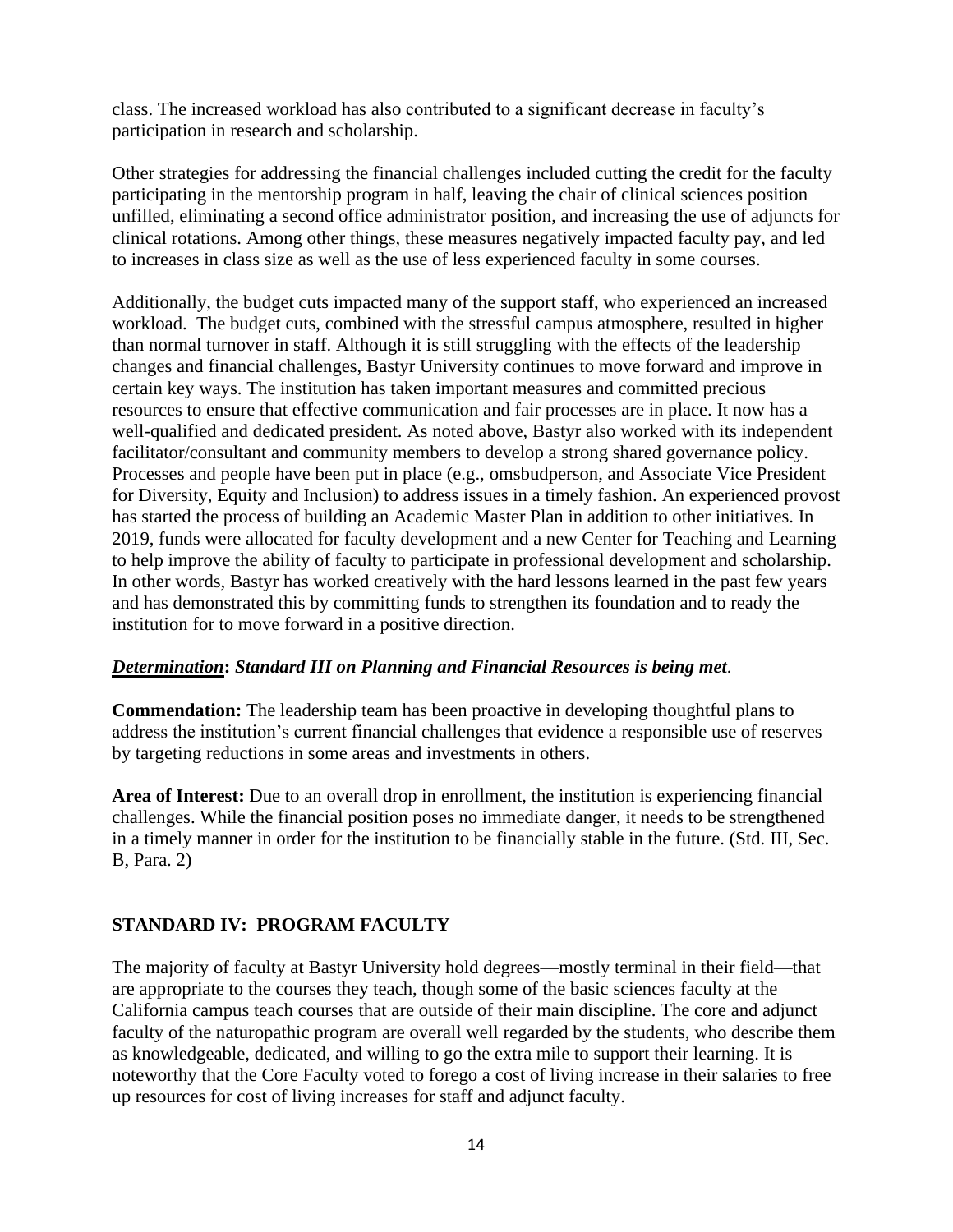class. The increased workload has also contributed to a significant decrease in faculty's participation in research and scholarship.

Other strategies for addressing the financial challenges included cutting the credit for the faculty participating in the mentorship program in half, leaving the chair of clinical sciences position unfilled, eliminating a second office administrator position, and increasing the use of adjuncts for clinical rotations. Among other things, these measures negatively impacted faculty pay, and led to increases in class size as well as the use of less experienced faculty in some courses.

Additionally, the budget cuts impacted many of the support staff, who experienced an increased workload. The budget cuts, combined with the stressful campus atmosphere, resulted in higher than normal turnover in staff. Although it is still struggling with the effects of the leadership changes and financial challenges, Bastyr University continues to move forward and improve in certain key ways. The institution has taken important measures and committed precious resources to ensure that effective communication and fair processes are in place. It now has a well-qualified and dedicated president. As noted above, Bastyr also worked with its independent facilitator/consultant and community members to develop a strong shared governance policy. Processes and people have been put in place (e.g., omsbudperson, and Associate Vice President for Diversity, Equity and Inclusion) to address issues in a timely fashion. An experienced provost has started the process of building an Academic Master Plan in addition to other initiatives. In 2019, funds were allocated for faculty development and a new Center for Teaching and Learning to help improve the ability of faculty to participate in professional development and scholarship. In other words, Bastyr has worked creatively with the hard lessons learned in the past few years and has demonstrated this by committing funds to strengthen its foundation and to ready the institution for to move forward in a positive direction.

***Determination*: Standard III on Planning and Financial Resources is being met.**

**Commendation:** The leadership team has been proactive in developing thoughtful plans to address the institution's current financial challenges that evidence a responsible use of reserves by targeting reductions in some areas and investments in others.

**Area of Interest:** Due to an overall drop in enrollment, the institution is experiencing financial challenges. While the financial position poses no immediate danger, it needs to be strengthened in a timely manner in order for the institution to be financially stable in the future. (Std. III, Sec. B, Para. 2)

## STANDARD IV: PROGRAM FACULTY

The majority of faculty at Bastyr University hold degrees—mostly terminal in their field—that are appropriate to the courses they teach, though some of the basic sciences faculty at the California campus teach courses that are outside of their main discipline. The core and adjunct faculty of the naturopathic program are overall well regarded by the students, who describe them as knowledgeable, dedicated, and willing to go the extra mile to support their learning. It is noteworthy that the Core Faculty voted to forego a cost of living increase in their salaries to free up resources for cost of living increases for staff and adjunct faculty.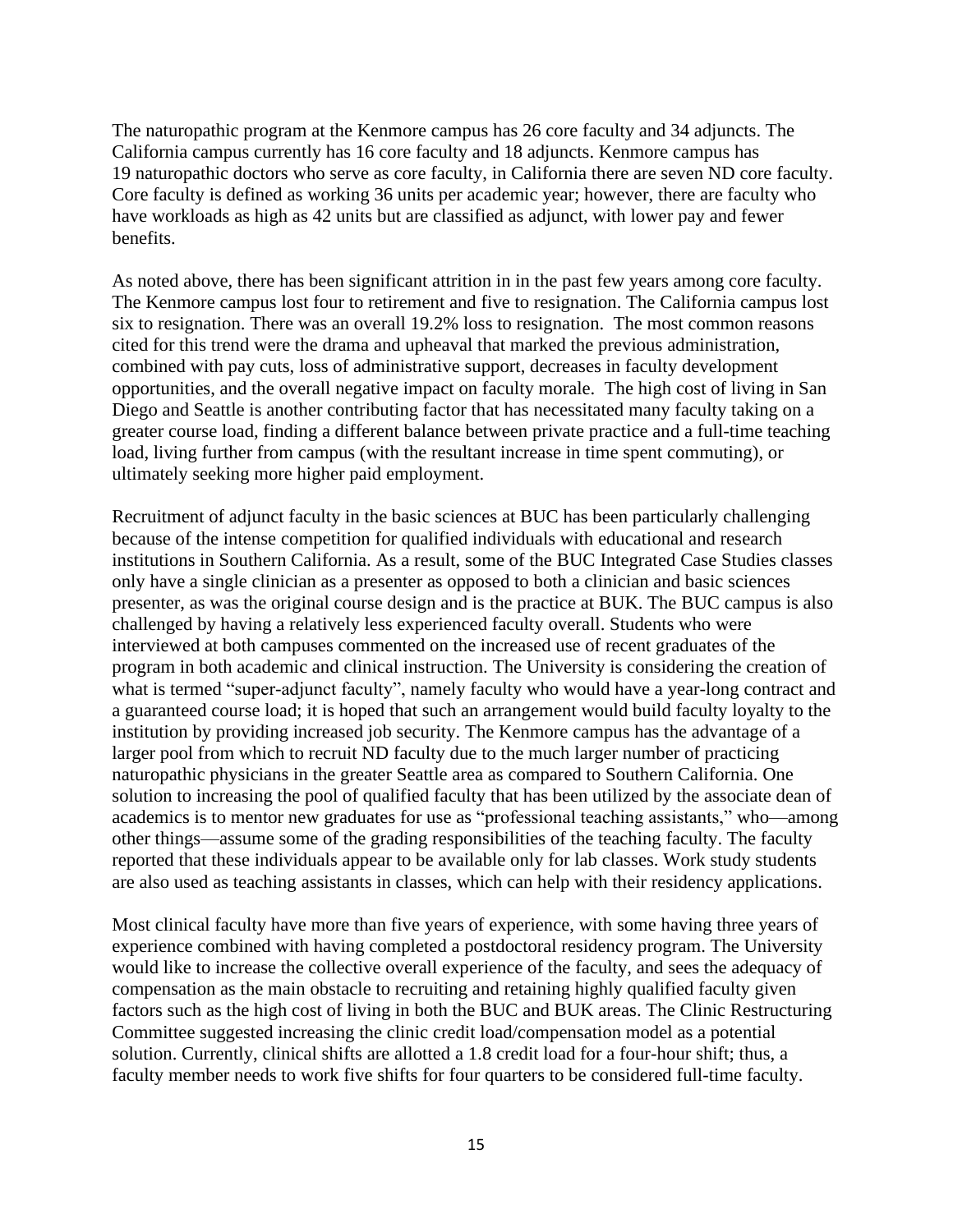The naturopathic program at the Kenmore campus has 26 core faculty and 34 adjuncts. The California campus currently has 16 core faculty and 18 adjuncts. Kenmore campus has 19 naturopathic doctors who serve as core faculty, in California there are seven ND core faculty. Core faculty is defined as working 36 units per academic year; however, there are faculty who have workloads as high as 42 units but are classified as adjunct, with lower pay and fewer benefits.

As noted above, there has been significant attrition in in the past few years among core faculty. The Kenmore campus lost four to retirement and five to resignation. The California campus lost six to resignation. There was an overall 19.2% loss to resignation. The most common reasons cited for this trend were the drama and upheaval that marked the previous administration, combined with pay cuts, loss of administrative support, decreases in faculty development opportunities, and the overall negative impact on faculty morale. The high cost of living in San Diego and Seattle is another contributing factor that has necessitated many faculty taking on a greater course load, finding a different balance between private practice and a full-time teaching load, living further from campus (with the resultant increase in time spent commuting), or ultimately seeking more higher paid employment.

Recruitment of adjunct faculty in the basic sciences at BUC has been particularly challenging because of the intense competition for qualified individuals with educational and research institutions in Southern California. As a result, some of the BUC Integrated Case Studies classes only have a single clinician as a presenter as opposed to both a clinician and basic sciences presenter, as was the original course design and is the practice at BUK. The BUC campus is also challenged by having a relatively less experienced faculty overall. Students who were interviewed at both campuses commented on the increased use of recent graduates of the program in both academic and clinical instruction. The University is considering the creation of what is termed "super-adjunct faculty", namely faculty who would have a year-long contract and a guaranteed course load; it is hoped that such an arrangement would build faculty loyalty to the institution by providing increased job security. The Kenmore campus has the advantage of a larger pool from which to recruit ND faculty due to the much larger number of practicing naturopathic physicians in the greater Seattle area as compared to Southern California. One solution to increasing the pool of qualified faculty that has been utilized by the associate dean of academics is to mentor new graduates for use as "professional teaching assistants," who—among other things—assume some of the grading responsibilities of the teaching faculty. The faculty reported that these individuals appear to be available only for lab classes. Work study students are also used as teaching assistants in classes, which can help with their residency applications.

Most clinical faculty have more than five years of experience, with some having three years of experience combined with having completed a postdoctoral residency program. The University would like to increase the collective overall experience of the faculty, and sees the adequacy of compensation as the main obstacle to recruiting and retaining highly qualified faculty given factors such as the high cost of living in both the BUC and BUK areas. The Clinic Restructuring Committee suggested increasing the clinic credit load/compensation model as a potential solution. Currently, clinical shifts are allotted a 1.8 credit load for a four-hour shift; thus, a faculty member needs to work five shifts for four quarters to be considered full-time faculty.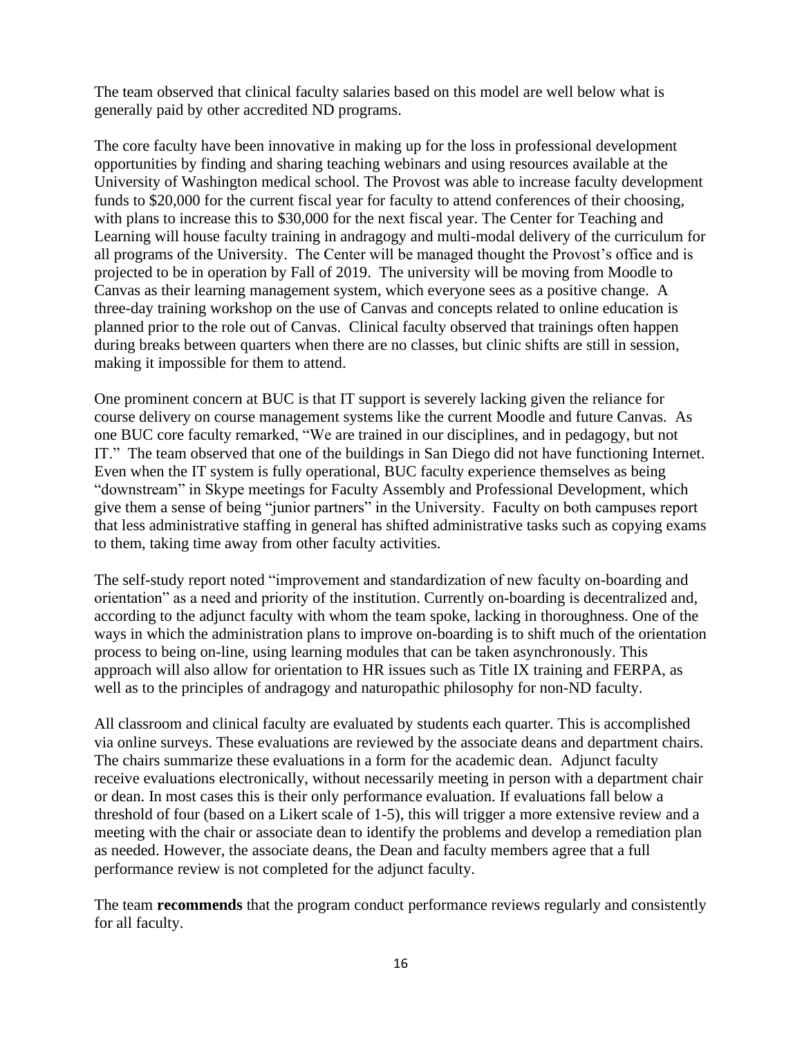The team observed that clinical faculty salaries based on this model are well below what is generally paid by other accredited ND programs.

The core faculty have been innovative in making up for the loss in professional development opportunities by finding and sharing teaching webinars and using resources available at the University of Washington medical school. The Provost was able to increase faculty development funds to $20,000 for the current fiscal year for faculty to attend conferences of their choosing, with plans to increase this to $30,000 for the next fiscal year. The Center for Teaching and Learning will house faculty training in andragogy and multi-modal delivery of the curriculum for all programs of the University. The Center will be managed thought the Provost's office and is projected to be in operation by Fall of 2019. The university will be moving from Moodle to Canvas as their learning management system, which everyone sees as a positive change. A three-day training workshop on the use of Canvas and concepts related to online education is planned prior to the role out of Canvas. Clinical faculty observed that trainings often happen during breaks between quarters when there are no classes, but clinic shifts are still in session, making it impossible for them to attend.

One prominent concern at BUC is that IT support is severely lacking given the reliance for course delivery on course management systems like the current Moodle and future Canvas. As one BUC core faculty remarked, "We are trained in our disciplines, and in pedagogy, but not IT." The team observed that one of the buildings in San Diego did not have functioning Internet. Even when the IT system is fully operational, BUC faculty experience themselves as being "downstream" in Skype meetings for Faculty Assembly and Professional Development, which give them a sense of being "junior partners" in the University. Faculty on both campuses report that less administrative staffing in general has shifted administrative tasks such as copying exams to them, taking time away from other faculty activities.

The self-study report noted "improvement and standardization of new faculty on-boarding and orientation" as a need and priority of the institution. Currently on-boarding is decentralized and, according to the adjunct faculty with whom the team spoke, lacking in thoroughness. One of the ways in which the administration plans to improve on-boarding is to shift much of the orientation process to being on-line, using learning modules that can be taken asynchronously. This approach will also allow for orientation to HR issues such as Title IX training and FERPA, as well as to the principles of andragogy and naturopathic philosophy for non-ND faculty.

All classroom and clinical faculty are evaluated by students each quarter. This is accomplished via online surveys. These evaluations are reviewed by the associate deans and department chairs. The chairs summarize these evaluations in a form for the academic dean. Adjunct faculty receive evaluations electronically, without necessarily meeting in person with a department chair or dean. In most cases this is their only performance evaluation. If evaluations fall below a threshold of four (based on a Likert scale of 1-5), this will trigger a more extensive review and a meeting with the chair or associate dean to identify the problems and develop a remediation plan as needed. However, the associate deans, the Dean and faculty members agree that a full performance review is not completed for the adjunct faculty.

The team **recommends** that the program conduct performance reviews regularly and consistently for all faculty.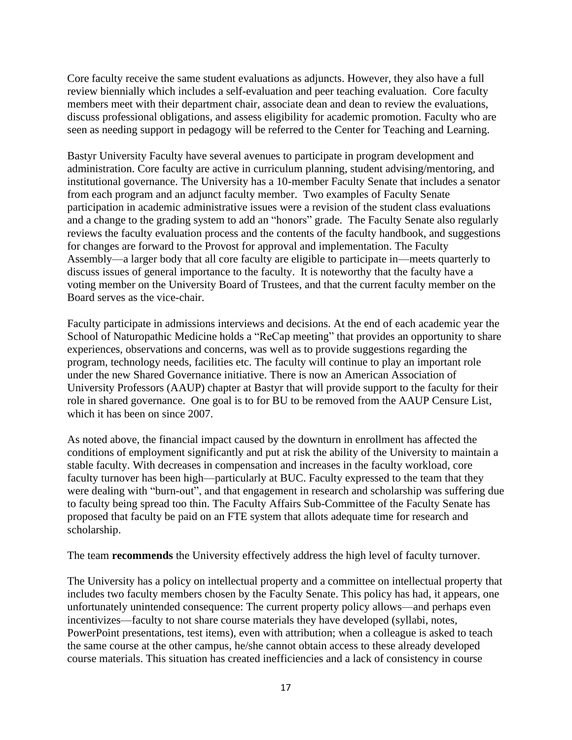Core faculty receive the same student evaluations as adjuncts. However, they also have a full review biennially which includes a self-evaluation and peer teaching evaluation. Core faculty members meet with their department chair, associate dean and dean to review the evaluations, discuss professional obligations, and assess eligibility for academic promotion. Faculty who are seen as needing support in pedagogy will be referred to the Center for Teaching and Learning.

Bastyr University Faculty have several avenues to participate in program development and administration. Core faculty are active in curriculum planning, student advising/mentoring, and institutional governance. The University has a 10-member Faculty Senate that includes a senator from each program and an adjunct faculty member. Two examples of Faculty Senate participation in academic administrative issues were a revision of the student class evaluations and a change to the grading system to add an "honors" grade. The Faculty Senate also regularly reviews the faculty evaluation process and the contents of the faculty handbook, and suggestions for changes are forward to the Provost for approval and implementation. The Faculty Assembly—a larger body that all core faculty are eligible to participate in—meets quarterly to discuss issues of general importance to the faculty. It is noteworthy that the faculty have a voting member on the University Board of Trustees, and that the current faculty member on the Board serves as the vice-chair.

Faculty participate in admissions interviews and decisions. At the end of each academic year the School of Naturopathic Medicine holds a "ReCap meeting" that provides an opportunity to share experiences, observations and concerns, was well as to provide suggestions regarding the program, technology needs, facilities etc. The faculty will continue to play an important role under the new Shared Governance initiative. There is now an American Association of University Professors (AAUP) chapter at Bastyr that will provide support to the faculty for their role in shared governance. One goal is to for BU to be removed from the AAUP Censure List, which it has been on since 2007.

As noted above, the financial impact caused by the downturn in enrollment has affected the conditions of employment significantly and put at risk the ability of the University to maintain a stable faculty. With decreases in compensation and increases in the faculty workload, core faculty turnover has been high—particularly at BUC. Faculty expressed to the team that they were dealing with "burn-out", and that engagement in research and scholarship was suffering due to faculty being spread too thin. The Faculty Affairs Sub-Committee of the Faculty Senate has proposed that faculty be paid on an FTE system that allots adequate time for research and scholarship.

The team **recommends** the University effectively address the high level of faculty turnover.

The University has a policy on intellectual property and a committee on intellectual property that includes two faculty members chosen by the Faculty Senate. This policy has had, it appears, one unfortunately unintended consequence: The current property policy allows—and perhaps even incentivizes—faculty to not share course materials they have developed (syllabi, notes, PowerPoint presentations, test items), even with attribution; when a colleague is asked to teach the same course at the other campus, he/she cannot obtain access to these already developed course materials. This situation has created inefficiencies and a lack of consistency in course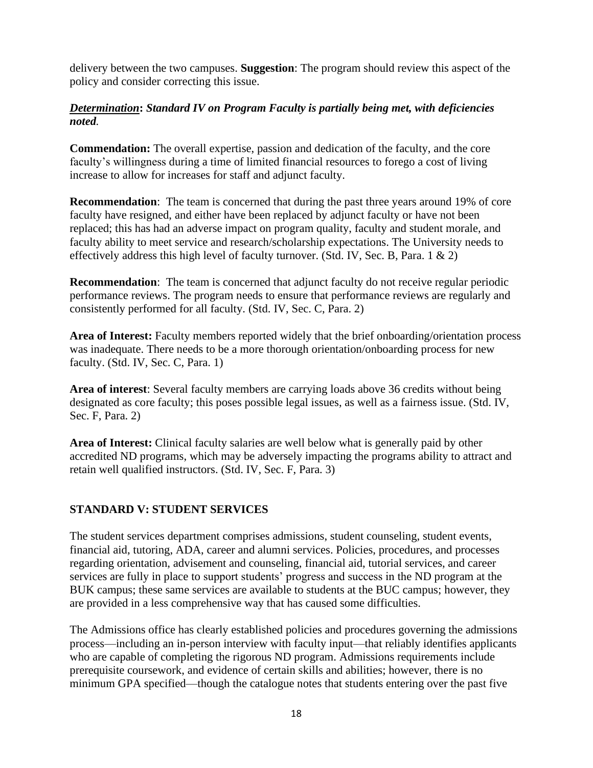delivery between the two campuses. **Suggestion**: The program should review this aspect of the policy and consider correcting this issue.

***Determination*: Standard IV on Program Faculty is partially being met, with deficiencies noted.**

**Commendation:** The overall expertise, passion and dedication of the faculty, and the core faculty's willingness during a time of limited financial resources to forego a cost of living increase to allow for increases for staff and adjunct faculty.

**Recommendation**: The team is concerned that during the past three years around 19% of core faculty have resigned, and either have been replaced by adjunct faculty or have not been replaced; this has had an adverse impact on program quality, faculty and student morale, and faculty ability to meet service and research/scholarship expectations. The University needs to effectively address this high level of faculty turnover. (Std. IV, Sec. B, Para. 1 & 2)

**Recommendation**: The team is concerned that adjunct faculty do not receive regular periodic performance reviews. The program needs to ensure that performance reviews are regularly and consistently performed for all faculty. (Std. IV, Sec. C, Para. 2)

**Area of Interest:** Faculty members reported widely that the brief onboarding/orientation process was inadequate. There needs to be a more thorough orientation/onboarding process for new faculty. (Std. IV, Sec. C, Para. 1)

**Area of interest**: Several faculty members are carrying loads above 36 credits without being designated as core faculty; this poses possible legal issues, as well as a fairness issue. (Std. IV, Sec. F, Para. 2)

**Area of Interest:** Clinical faculty salaries are well below what is generally paid by other accredited ND programs, which may be adversely impacting the programs ability to attract and retain well qualified instructors. (Std. IV, Sec. F, Para. 3)

## STANDARD V: STUDENT SERVICES

The student services department comprises admissions, student counseling, student events, financial aid, tutoring, ADA, career and alumni services. Policies, procedures, and processes regarding orientation, advisement and counseling, financial aid, tutorial services, and career services are fully in place to support students' progress and success in the ND program at the BUK campus; these same services are available to students at the BUC campus; however, they are provided in a less comprehensive way that has caused some difficulties.

The Admissions office has clearly established policies and procedures governing the admissions process—including an in-person interview with faculty input—that reliably identifies applicants who are capable of completing the rigorous ND program. Admissions requirements include prerequisite coursework, and evidence of certain skills and abilities; however, there is no minimum GPA specified—though the catalogue notes that students entering over the past five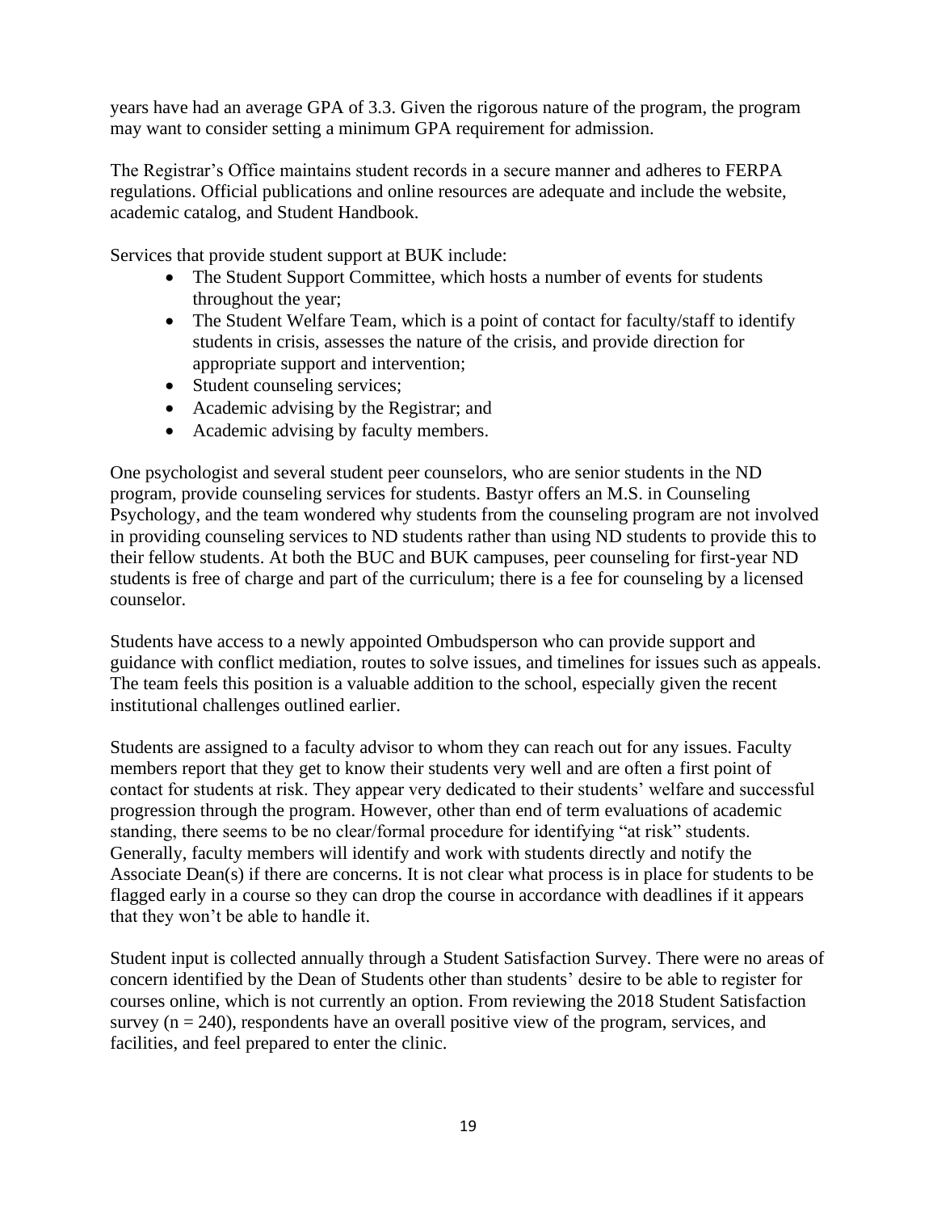years have had an average GPA of 3.3. Given the rigorous nature of the program, the program may want to consider setting a minimum GPA requirement for admission.

The Registrar's Office maintains student records in a secure manner and adheres to FERPA regulations. Official publications and online resources are adequate and include the website, academic catalog, and Student Handbook.

Services that provide student support at BUK include:

- The Student Support Committee, which hosts a number of events for students throughout the year;
- The Student Welfare Team, which is a point of contact for faculty/staff to identify students in crisis, assesses the nature of the crisis, and provide direction for appropriate support and intervention;
- Student counseling services;
- Academic advising by the Registrar; and
- Academic advising by faculty members.

One psychologist and several student peer counselors, who are senior students in the ND program, provide counseling services for students. Bastyr offers an M.S. in Counseling Psychology, and the team wondered why students from the counseling program are not involved in providing counseling services to ND students rather than using ND students to provide this to their fellow students. At both the BUC and BUK campuses, peer counseling for first-year ND students is free of charge and part of the curriculum; there is a fee for counseling by a licensed counselor.

Students have access to a newly appointed Ombudsperson who can provide support and guidance with conflict mediation, routes to solve issues, and timelines for issues such as appeals. The team feels this position is a valuable addition to the school, especially given the recent institutional challenges outlined earlier.

Students are assigned to a faculty advisor to whom they can reach out for any issues. Faculty members report that they get to know their students very well and are often a first point of contact for students at risk. They appear very dedicated to their students' welfare and successful progression through the program. However, other than end of term evaluations of academic standing, there seems to be no clear/formal procedure for identifying "at risk" students. Generally, faculty members will identify and work with students directly and notify the Associate Dean(s) if there are concerns. It is not clear what process is in place for students to be flagged early in a course so they can drop the course in accordance with deadlines if it appears that they won't be able to handle it.

Student input is collected annually through a Student Satisfaction Survey. There were no areas of concern identified by the Dean of Students other than students' desire to be able to register for courses online, which is not currently an option. From reviewing the 2018 Student Satisfaction survey (n = 240), respondents have an overall positive view of the program, services, and facilities, and feel prepared to enter the clinic.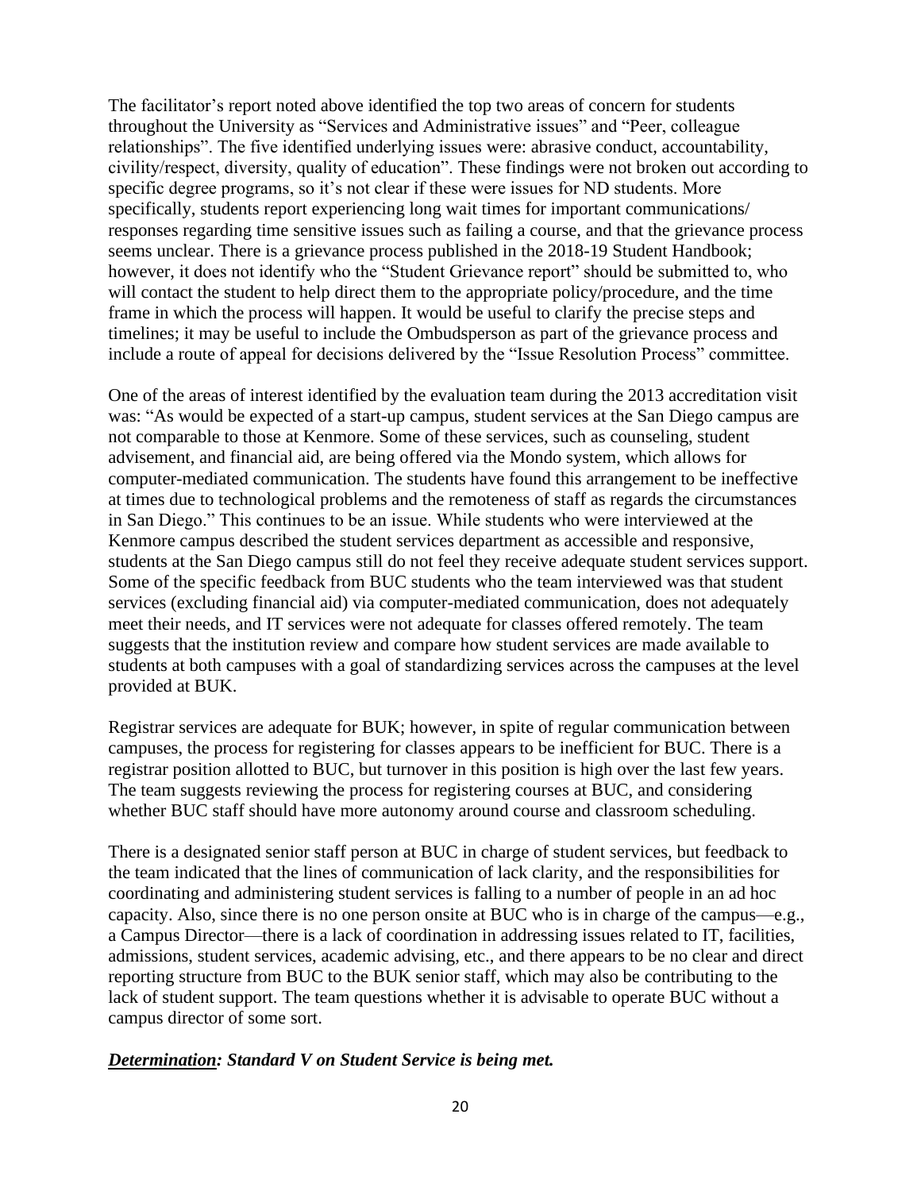The facilitator's report noted above identified the top two areas of concern for students throughout the University as "Services and Administrative issues" and "Peer, colleague relationships". The five identified underlying issues were: abrasive conduct, accountability, civility/respect, diversity, quality of education". These findings were not broken out according to specific degree programs, so it's not clear if these were issues for ND students. More specifically, students report experiencing long wait times for important communications/ responses regarding time sensitive issues such as failing a course, and that the grievance process seems unclear. There is a grievance process published in the 2018-19 Student Handbook; however, it does not identify who the "Student Grievance report" should be submitted to, who will contact the student to help direct them to the appropriate policy/procedure, and the time frame in which the process will happen. It would be useful to clarify the precise steps and timelines; it may be useful to include the Ombudsperson as part of the grievance process and include a route of appeal for decisions delivered by the "Issue Resolution Process" committee.

One of the areas of interest identified by the evaluation team during the 2013 accreditation visit was: "As would be expected of a start-up campus, student services at the San Diego campus are not comparable to those at Kenmore. Some of these services, such as counseling, student advisement, and financial aid, are being offered via the Mondo system, which allows for computer-mediated communication. The students have found this arrangement to be ineffective at times due to technological problems and the remoteness of staff as regards the circumstances in San Diego." This continues to be an issue. While students who were interviewed at the Kenmore campus described the student services department as accessible and responsive, students at the San Diego campus still do not feel they receive adequate student services support. Some of the specific feedback from BUC students who the team interviewed was that student services (excluding financial aid) via computer-mediated communication, does not adequately meet their needs, and IT services were not adequate for classes offered remotely. The team suggests that the institution review and compare how student services are made available to students at both campuses with a goal of standardizing services across the campuses at the level provided at BUK.

Registrar services are adequate for BUK; however, in spite of regular communication between campuses, the process for registering for classes appears to be inefficient for BUC. There is a registrar position allotted to BUC, but turnover in this position is high over the last few years. The team suggests reviewing the process for registering courses at BUC, and considering whether BUC staff should have more autonomy around course and classroom scheduling.

There is a designated senior staff person at BUC in charge of student services, but feedback to the team indicated that the lines of communication of lack clarity, and the responsibilities for coordinating and administering student services is falling to a number of people in an ad hoc capacity. Also, since there is no one person onsite at BUC who is in charge of the campus—e.g., a Campus Director—there is a lack of coordination in addressing issues related to IT, facilities, admissions, student services, academic advising, etc., and there appears to be no clear and direct reporting structure from BUC to the BUK senior staff, which may also be contributing to the lack of student support. The team questions whether it is advisable to operate BUC without a campus director of some sort.

***Determination*: Standard V on Student Service is being met.**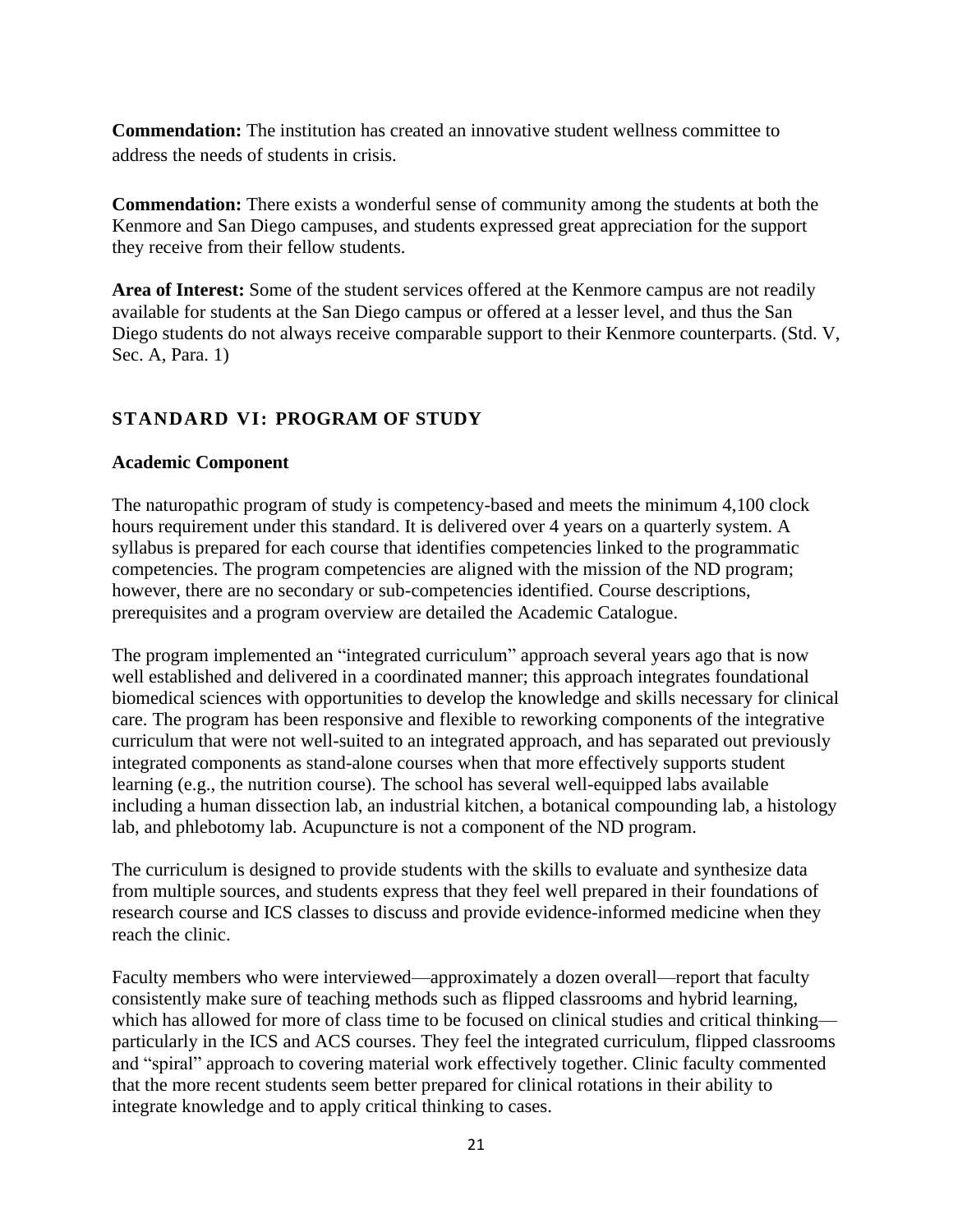**Commendation:** The institution has created an innovative student wellness committee to address the needs of students in crisis.

**Commendation:** There exists a wonderful sense of community among the students at both the Kenmore and San Diego campuses, and students expressed great appreciation for the support they receive from their fellow students.

**Area of Interest:** Some of the student services offered at the Kenmore campus are not readily available for students at the San Diego campus or offered at a lesser level, and thus the San Diego students do not always receive comparable support to their Kenmore counterparts. (Std. V, Sec. A, Para. 1)

## STANDARD VI: PROGRAM OF STUDY

### Academic Component

The naturopathic program of study is competency-based and meets the minimum 4,100 clock hours requirement under this standard. It is delivered over 4 years on a quarterly system. A syllabus is prepared for each course that identifies competencies linked to the programmatic competencies. The program competencies are aligned with the mission of the ND program; however, there are no secondary or sub-competencies identified. Course descriptions, prerequisites and a program overview are detailed the Academic Catalogue.

The program implemented an "integrated curriculum" approach several years ago that is now well established and delivered in a coordinated manner; this approach integrates foundational biomedical sciences with opportunities to develop the knowledge and skills necessary for clinical care. The program has been responsive and flexible to reworking components of the integrative curriculum that were not well-suited to an integrated approach, and has separated out previously integrated components as stand-alone courses when that more effectively supports student learning (e.g., the nutrition course). The school has several well-equipped labs available including a human dissection lab, an industrial kitchen, a botanical compounding lab, a histology lab, and phlebotomy lab. Acupuncture is not a component of the ND program.

The curriculum is designed to provide students with the skills to evaluate and synthesize data from multiple sources, and students express that they feel well prepared in their foundations of research course and ICS classes to discuss and provide evidence-informed medicine when they reach the clinic.

Faculty members who were interviewed—approximately a dozen overall—report that faculty consistently make sure of teaching methods such as flipped classrooms and hybrid learning, which has allowed for more of class time to be focused on clinical studies and critical thinking—particularly in the ICS and ACS courses. They feel the integrated curriculum, flipped classrooms and "spiral" approach to covering material work effectively together. Clinic faculty commented that the more recent students seem better prepared for clinical rotations in their ability to integrate knowledge and to apply critical thinking to cases.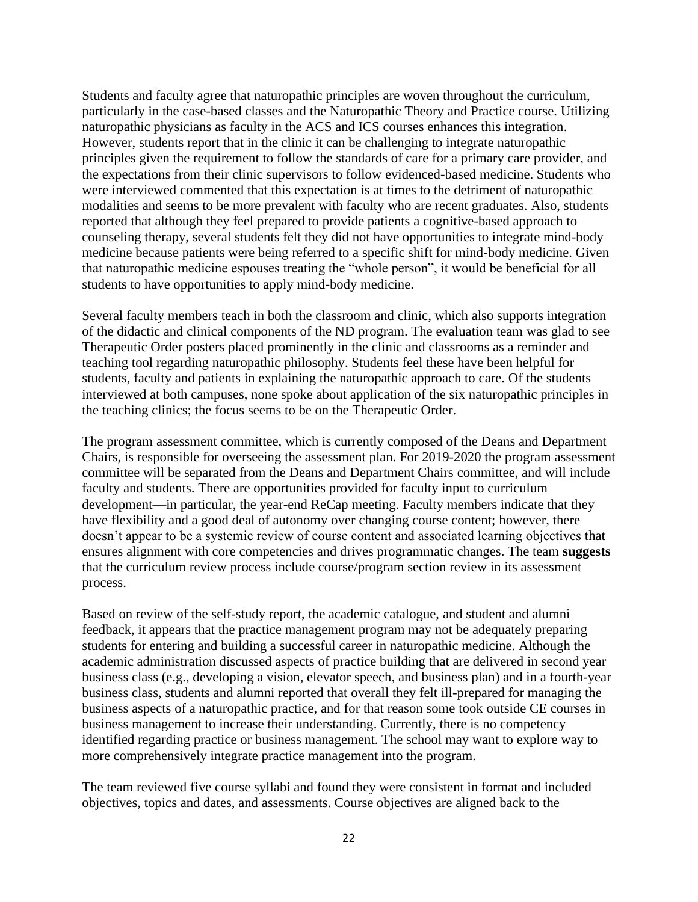Students and faculty agree that naturopathic principles are woven throughout the curriculum, particularly in the case-based classes and the Naturopathic Theory and Practice course. Utilizing naturopathic physicians as faculty in the ACS and ICS courses enhances this integration. However, students report that in the clinic it can be challenging to integrate naturopathic principles given the requirement to follow the standards of care for a primary care provider, and the expectations from their clinic supervisors to follow evidenced-based medicine. Students who were interviewed commented that this expectation is at times to the detriment of naturopathic modalities and seems to be more prevalent with faculty who are recent graduates. Also, students reported that although they feel prepared to provide patients a cognitive-based approach to counseling therapy, several students felt they did not have opportunities to integrate mind-body medicine because patients were being referred to a specific shift for mind-body medicine. Given that naturopathic medicine espouses treating the "whole person", it would be beneficial for all students to have opportunities to apply mind-body medicine.

Several faculty members teach in both the classroom and clinic, which also supports integration of the didactic and clinical components of the ND program. The evaluation team was glad to see Therapeutic Order posters placed prominently in the clinic and classrooms as a reminder and teaching tool regarding naturopathic philosophy. Students feel these have been helpful for students, faculty and patients in explaining the naturopathic approach to care. Of the students interviewed at both campuses, none spoke about application of the six naturopathic principles in the teaching clinics; the focus seems to be on the Therapeutic Order.

The program assessment committee, which is currently composed of the Deans and Department Chairs, is responsible for overseeing the assessment plan. For 2019-2020 the program assessment committee will be separated from the Deans and Department Chairs committee, and will include faculty and students. There are opportunities provided for faculty input to curriculum development—in particular, the year-end ReCap meeting. Faculty members indicate that they have flexibility and a good deal of autonomy over changing course content; however, there doesn't appear to be a systemic review of course content and associated learning objectives that ensures alignment with core competencies and drives programmatic changes. The team **suggests** that the curriculum review process include course/program section review in its assessment process.

Based on review of the self-study report, the academic catalogue, and student and alumni feedback, it appears that the practice management program may not be adequately preparing students for entering and building a successful career in naturopathic medicine. Although the academic administration discussed aspects of practice building that are delivered in second year business class (e.g., developing a vision, elevator speech, and business plan) and in a fourth-year business class, students and alumni reported that overall they felt ill-prepared for managing the business aspects of a naturopathic practice, and for that reason some took outside CE courses in business management to increase their understanding. Currently, there is no competency identified regarding practice or business management. The school may want to explore way to more comprehensively integrate practice management into the program.

The team reviewed five course syllabi and found they were consistent in format and included objectives, topics and dates, and assessments. Course objectives are aligned back to the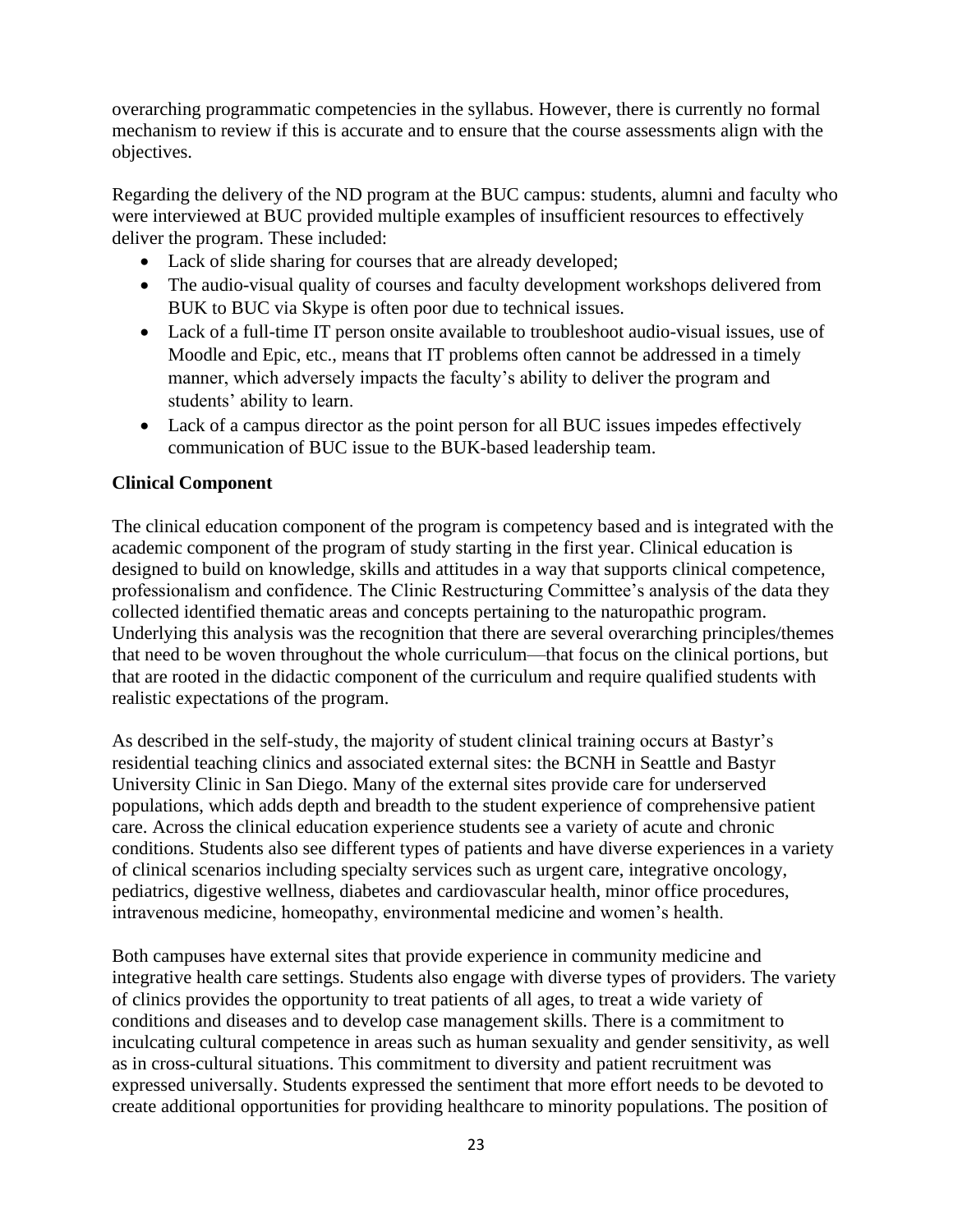overarching programmatic competencies in the syllabus. However, there is currently no formal mechanism to review if this is accurate and to ensure that the course assessments align with the objectives.

Regarding the delivery of the ND program at the BUC campus: students, alumni and faculty who were interviewed at BUC provided multiple examples of insufficient resources to effectively deliver the program. These included:

- Lack of slide sharing for courses that are already developed;
- The audio-visual quality of courses and faculty development workshops delivered from BUK to BUC via Skype is often poor due to technical issues.
- Lack of a full-time IT person onsite available to troubleshoot audio-visual issues, use of Moodle and Epic, etc., means that IT problems often cannot be addressed in a timely manner, which adversely impacts the faculty's ability to deliver the program and students' ability to learn.
- Lack of a campus director as the point person for all BUC issues impedes effectively communication of BUC issue to the BUK-based leadership team.

**Clinical Component**

The clinical education component of the program is competency based and is integrated with the academic component of the program of study starting in the first year. Clinical education is designed to build on knowledge, skills and attitudes in a way that supports clinical competence, professionalism and confidence. The Clinic Restructuring Committee's analysis of the data they collected identified thematic areas and concepts pertaining to the naturopathic program. Underlying this analysis was the recognition that there are several overarching principles/themes that need to be woven throughout the whole curriculum—that focus on the clinical portions, but that are rooted in the didactic component of the curriculum and require qualified students with realistic expectations of the program.

As described in the self-study, the majority of student clinical training occurs at Bastyr's residential teaching clinics and associated external sites: the BCNH in Seattle and Bastyr University Clinic in San Diego. Many of the external sites provide care for underserved populations, which adds depth and breadth to the student experience of comprehensive patient care. Across the clinical education experience students see a variety of acute and chronic conditions. Students also see different types of patients and have diverse experiences in a variety of clinical scenarios including specialty services such as urgent care, integrative oncology, pediatrics, digestive wellness, diabetes and cardiovascular health, minor office procedures, intravenous medicine, homeopathy, environmental medicine and women's health.

Both campuses have external sites that provide experience in community medicine and integrative health care settings. Students also engage with diverse types of providers. The variety of clinics provides the opportunity to treat patients of all ages, to treat a wide variety of conditions and diseases and to develop case management skills. There is a commitment to inculcating cultural competence in areas such as human sexuality and gender sensitivity, as well as in cross-cultural situations. This commitment to diversity and patient recruitment was expressed universally. Students expressed the sentiment that more effort needs to be devoted to create additional opportunities for providing healthcare to minority populations. The position of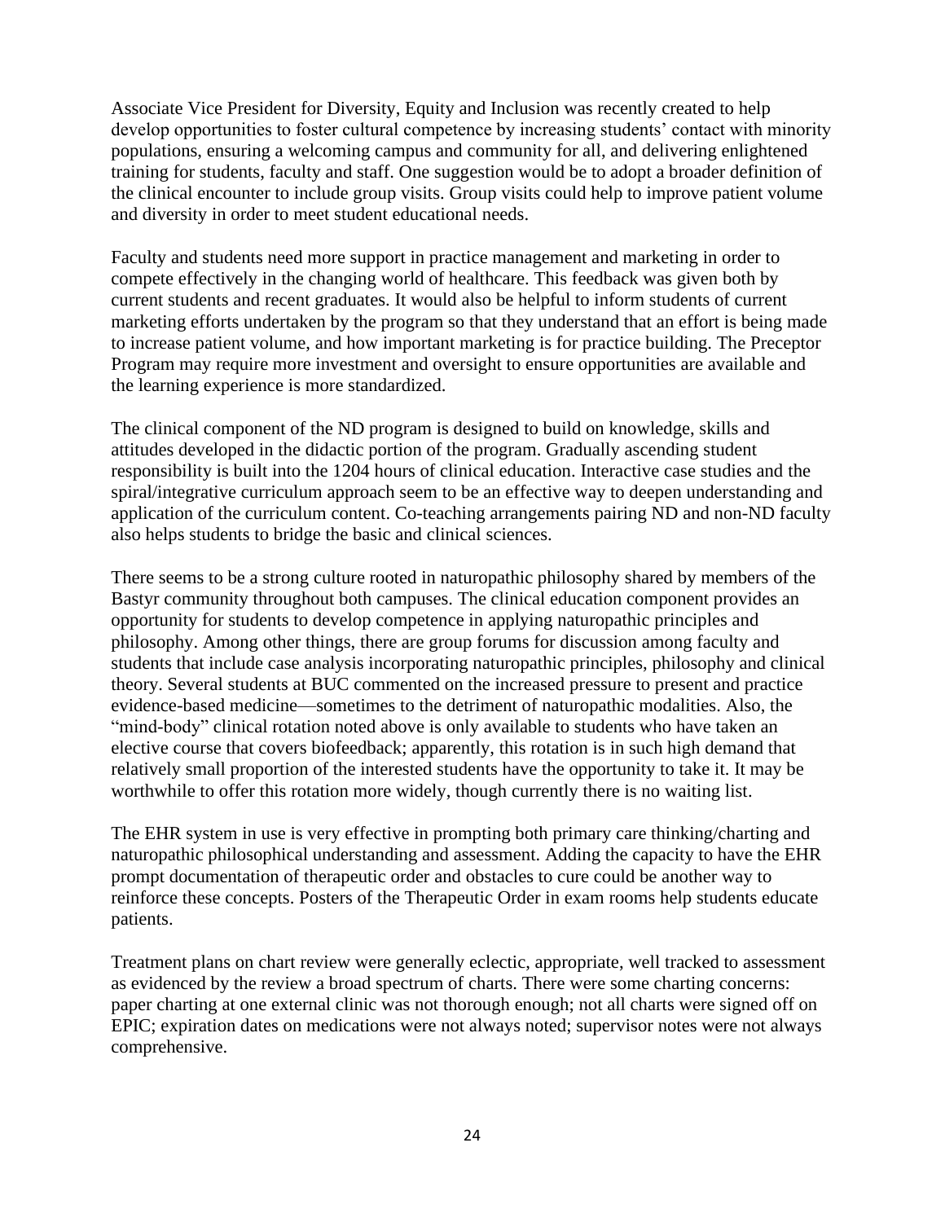Associate Vice President for Diversity, Equity and Inclusion was recently created to help develop opportunities to foster cultural competence by increasing students' contact with minority populations, ensuring a welcoming campus and community for all, and delivering enlightened training for students, faculty and staff. One suggestion would be to adopt a broader definition of the clinical encounter to include group visits. Group visits could help to improve patient volume and diversity in order to meet student educational needs.

Faculty and students need more support in practice management and marketing in order to compete effectively in the changing world of healthcare. This feedback was given both by current students and recent graduates. It would also be helpful to inform students of current marketing efforts undertaken by the program so that they understand that an effort is being made to increase patient volume, and how important marketing is for practice building. The Preceptor Program may require more investment and oversight to ensure opportunities are available and the learning experience is more standardized.

The clinical component of the ND program is designed to build on knowledge, skills and attitudes developed in the didactic portion of the program. Gradually ascending student responsibility is built into the 1204 hours of clinical education. Interactive case studies and the spiral/integrative curriculum approach seem to be an effective way to deepen understanding and application of the curriculum content. Co-teaching arrangements pairing ND and non-ND faculty also helps students to bridge the basic and clinical sciences.

There seems to be a strong culture rooted in naturopathic philosophy shared by members of the Bastyr community throughout both campuses. The clinical education component provides an opportunity for students to develop competence in applying naturopathic principles and philosophy. Among other things, there are group forums for discussion among faculty and students that include case analysis incorporating naturopathic principles, philosophy and clinical theory. Several students at BUC commented on the increased pressure to present and practice evidence-based medicine—sometimes to the detriment of naturopathic modalities. Also, the "mind-body" clinical rotation noted above is only available to students who have taken an elective course that covers biofeedback; apparently, this rotation is in such high demand that relatively small proportion of the interested students have the opportunity to take it. It may be worthwhile to offer this rotation more widely, though currently there is no waiting list.

The EHR system in use is very effective in prompting both primary care thinking/charting and naturopathic philosophical understanding and assessment. Adding the capacity to have the EHR prompt documentation of therapeutic order and obstacles to cure could be another way to reinforce these concepts. Posters of the Therapeutic Order in exam rooms help students educate patients.

Treatment plans on chart review were generally eclectic, appropriate, well tracked to assessment as evidenced by the review a broad spectrum of charts. There were some charting concerns: paper charting at one external clinic was not thorough enough; not all charts were signed off on EPIC; expiration dates on medications were not always noted; supervisor notes were not always comprehensive.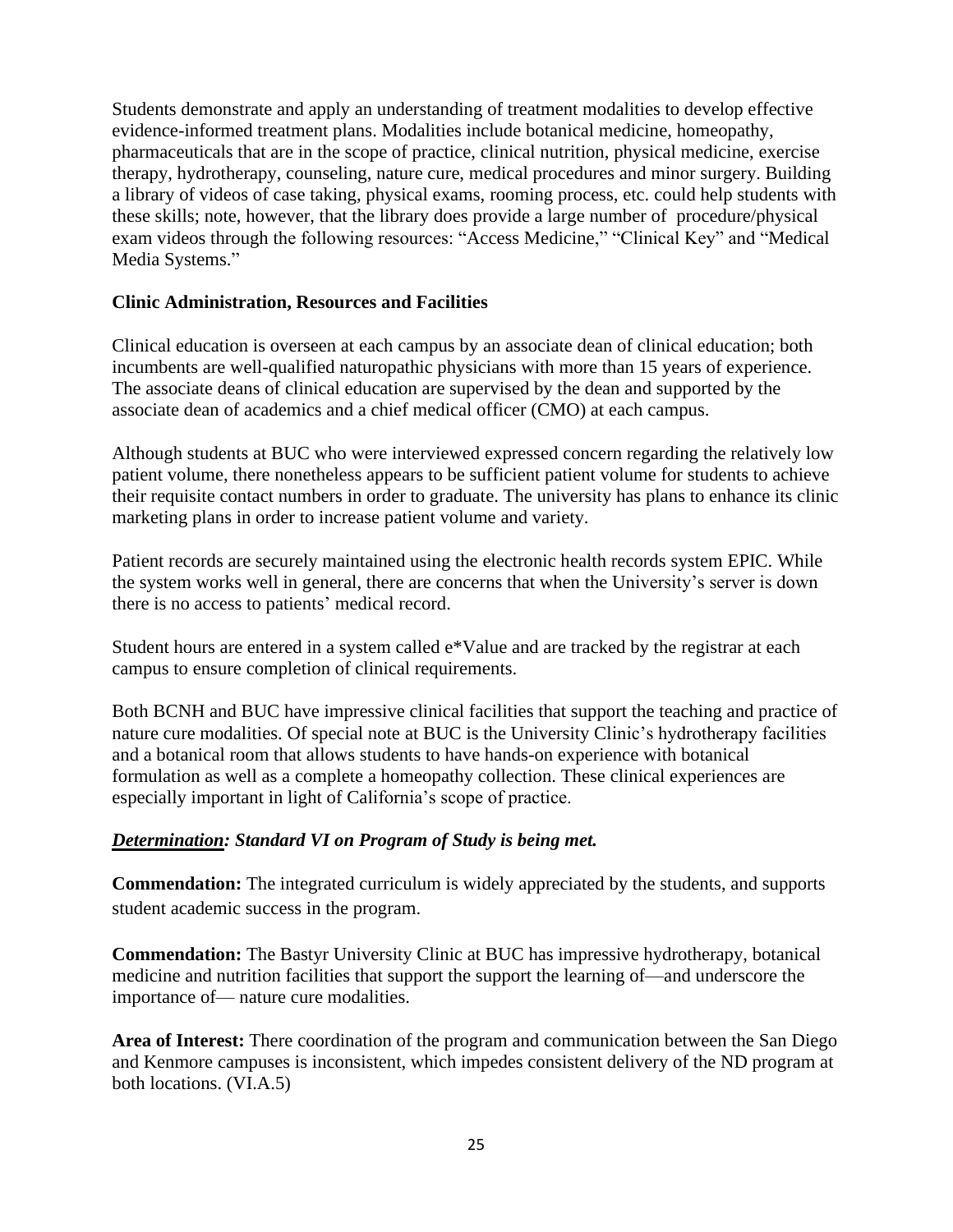Students demonstrate and apply an understanding of treatment modalities to develop effective evidence-informed treatment plans. Modalities include botanical medicine, homeopathy, pharmaceuticals that are in the scope of practice, clinical nutrition, physical medicine, exercise therapy, hydrotherapy, counseling, nature cure, medical procedures and minor surgery. Building a library of videos of case taking, physical exams, rooming process, etc. could help students with these skills; note, however, that the library does provide a large number of procedure/physical exam videos through the following resources: "Access Medicine," "Clinical Key" and "Medical Media Systems."

**Clinic Administration, Resources and Facilities**

Clinical education is overseen at each campus by an associate dean of clinical education; both incumbents are well-qualified naturopathic physicians with more than 15 years of experience. The associate deans of clinical education are supervised by the dean and supported by the associate dean of academics and a chief medical officer (CMO) at each campus.

Although students at BUC who were interviewed expressed concern regarding the relatively low patient volume, there nonetheless appears to be sufficient patient volume for students to achieve their requisite contact numbers in order to graduate. The university has plans to enhance its clinic marketing plans in order to increase patient volume and variety.

Patient records are securely maintained using the electronic health records system EPIC. While the system works well in general, there are concerns that when the University's server is down there is no access to patients' medical record.

Student hours are entered in a system called e*Value and are tracked by the registrar at each campus to ensure completion of clinical requirements.

Both BCNH and BUC have impressive clinical facilities that support the teaching and practice of nature cure modalities. Of special note at BUC is the University Clinic's hydrotherapy facilities and a botanical room that allows students to have hands-on experience with botanical formulation as well as a complete a homeopathy collection. These clinical experiences are especially important in light of California's scope of practice.

***Determination*: *Standard VI on Program of Study is being met.***

**Commendation:** The integrated curriculum is widely appreciated by the students, and supports student academic success in the program.

**Commendation:** The Bastyr University Clinic at BUC has impressive hydrotherapy, botanical medicine and nutrition facilities that support the support the learning of—and underscore the importance of— nature cure modalities.

**Area of Interest:** There coordination of the program and communication between the San Diego and Kenmore campuses is inconsistent, which impedes consistent delivery of the ND program at both locations. (VI.A.5)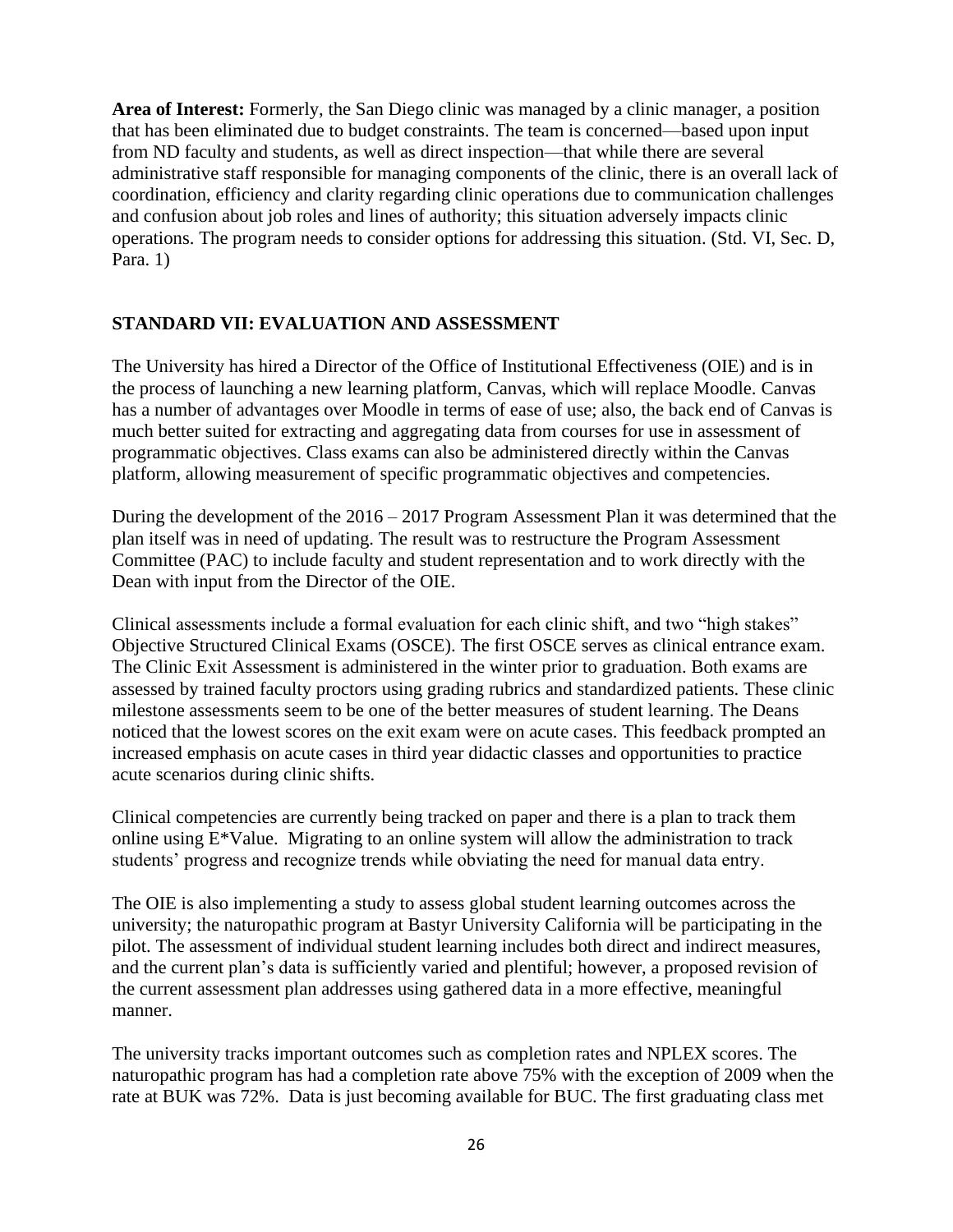**Area of Interest:** Formerly, the San Diego clinic was managed by a clinic manager, a position that has been eliminated due to budget constraints. The team is concerned—based upon input from ND faculty and students, as well as direct inspection—that while there are several administrative staff responsible for managing components of the clinic, there is an overall lack of coordination, efficiency and clarity regarding clinic operations due to communication challenges and confusion about job roles and lines of authority; this situation adversely impacts clinic operations. The program needs to consider options for addressing this situation. (Std. VI, Sec. D, Para. 1)

## STANDARD VII: EVALUATION AND ASSESSMENT

The University has hired a Director of the Office of Institutional Effectiveness (OIE) and is in the process of launching a new learning platform, Canvas, which will replace Moodle. Canvas has a number of advantages over Moodle in terms of ease of use; also, the back end of Canvas is much better suited for extracting and aggregating data from courses for use in assessment of programmatic objectives. Class exams can also be administered directly within the Canvas platform, allowing measurement of specific programmatic objectives and competencies.

During the development of the 2016 – 2017 Program Assessment Plan it was determined that the plan itself was in need of updating. The result was to restructure the Program Assessment Committee (PAC) to include faculty and student representation and to work directly with the Dean with input from the Director of the OIE.

Clinical assessments include a formal evaluation for each clinic shift, and two "high stakes" Objective Structured Clinical Exams (OSCE). The first OSCE serves as clinical entrance exam. The Clinic Exit Assessment is administered in the winter prior to graduation. Both exams are assessed by trained faculty proctors using grading rubrics and standardized patients. These clinic milestone assessments seem to be one of the better measures of student learning. The Deans noticed that the lowest scores on the exit exam were on acute cases. This feedback prompted an increased emphasis on acute cases in third year didactic classes and opportunities to practice acute scenarios during clinic shifts.

Clinical competencies are currently being tracked on paper and there is a plan to track them online using E*Value. Migrating to an online system will allow the administration to track students' progress and recognize trends while obviating the need for manual data entry.

The OIE is also implementing a study to assess global student learning outcomes across the university; the naturopathic program at Bastyr University California will be participating in the pilot. The assessment of individual student learning includes both direct and indirect measures, and the current plan's data is sufficiently varied and plentiful; however, a proposed revision of the current assessment plan addresses using gathered data in a more effective, meaningful manner.

The university tracks important outcomes such as completion rates and NPLEX scores. The naturopathic program has had a completion rate above 75% with the exception of 2009 when the rate at BUK was 72%. Data is just becoming available for BUC. The first graduating class met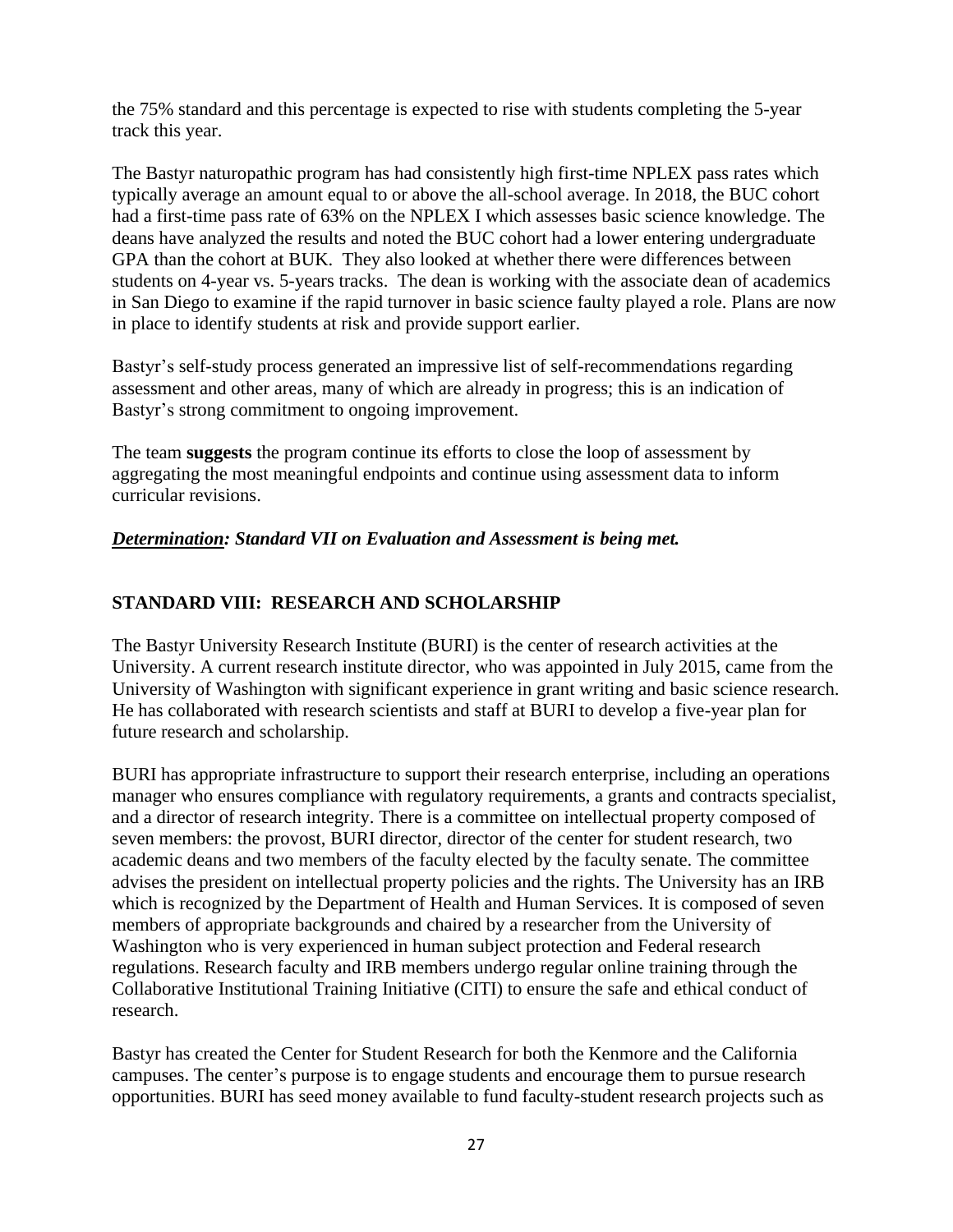the 75% standard and this percentage is expected to rise with students completing the 5-year track this year.

The Bastyr naturopathic program has had consistently high first-time NPLEX pass rates which typically average an amount equal to or above the all-school average. In 2018, the BUC cohort had a first-time pass rate of 63% on the NPLEX I which assesses basic science knowledge. The deans have analyzed the results and noted the BUC cohort had a lower entering undergraduate GPA than the cohort at BUK. They also looked at whether there were differences between students on 4-year vs. 5-years tracks. The dean is working with the associate dean of academics in San Diego to examine if the rapid turnover in basic science faulty played a role. Plans are now in place to identify students at risk and provide support earlier.

Bastyr's self-study process generated an impressive list of self-recommendations regarding assessment and other areas, many of which are already in progress; this is an indication of Bastyr's strong commitment to ongoing improvement.

The team **suggests** the program continue its efforts to close the loop of assessment by aggregating the most meaningful endpoints and continue using assessment data to inform curricular revisions.

***Determination*: Standard VII on Evaluation and Assessment is being met.**

## STANDARD VIII: RESEARCH AND SCHOLARSHIP

The Bastyr University Research Institute (BURI) is the center of research activities at the University. A current research institute director, who was appointed in July 2015, came from the University of Washington with significant experience in grant writing and basic science research. He has collaborated with research scientists and staff at BURI to develop a five-year plan for future research and scholarship.

BURI has appropriate infrastructure to support their research enterprise, including an operations manager who ensures compliance with regulatory requirements, a grants and contracts specialist, and a director of research integrity. There is a committee on intellectual property composed of seven members: the provost, BURI director, director of the center for student research, two academic deans and two members of the faculty elected by the faculty senate. The committee advises the president on intellectual property policies and the rights. The University has an IRB which is recognized by the Department of Health and Human Services. It is composed of seven members of appropriate backgrounds and chaired by a researcher from the University of Washington who is very experienced in human subject protection and Federal research regulations. Research faculty and IRB members undergo regular online training through the Collaborative Institutional Training Initiative (CITI) to ensure the safe and ethical conduct of research.

Bastyr has created the Center for Student Research for both the Kenmore and the California campuses. The center's purpose is to engage students and encourage them to pursue research opportunities. BURI has seed money available to fund faculty-student research projects such as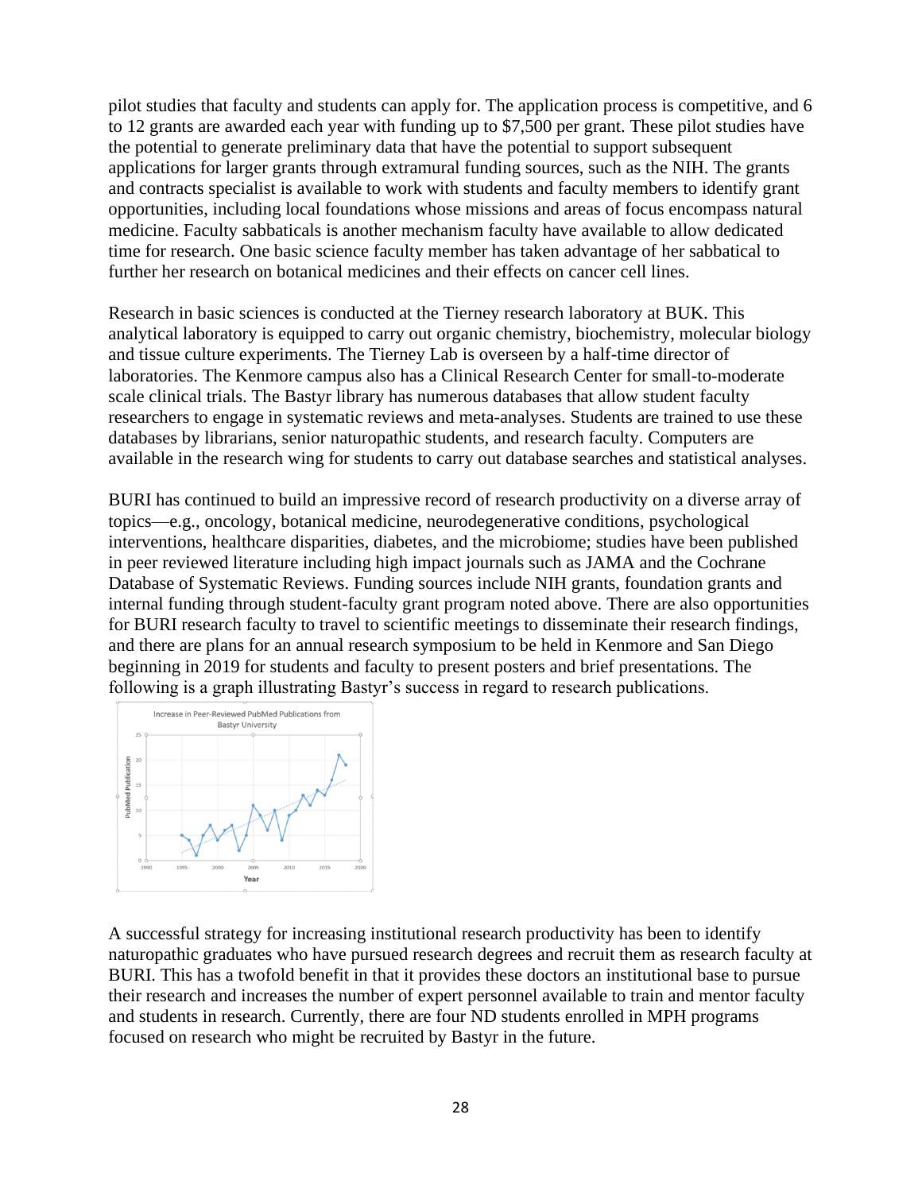pilot studies that faculty and students can apply for. The application process is competitive, and 6 to 12 grants are awarded each year with funding up to $7,500 per grant. These pilot studies have the potential to generate preliminary data that have the potential to support subsequent applications for larger grants through extramural funding sources, such as the NIH. The grants and contracts specialist is available to work with students and faculty members to identify grant opportunities, including local foundations whose missions and areas of focus encompass natural medicine. Faculty sabbaticals is another mechanism faculty have available to allow dedicated time for research. One basic science faculty member has taken advantage of her sabbatical to further her research on botanical medicines and their effects on cancer cell lines.

Research in basic sciences is conducted at the Tierney research laboratory at BUK. This analytical laboratory is equipped to carry out organic chemistry, biochemistry, molecular biology and tissue culture experiments. The Tierney Lab is overseen by a half-time director of laboratories. The Kenmore campus also has a Clinical Research Center for small-to-moderate scale clinical trials. The Bastyr library has numerous databases that allow student faculty researchers to engage in systematic reviews and meta-analyses. Students are trained to use these databases by librarians, senior naturopathic students, and research faculty. Computers are available in the research wing for students to carry out database searches and statistical analyses.

BURI has continued to build an impressive record of research productivity on a diverse array of topics—e.g., oncology, botanical medicine, neurodegenerative conditions, psychological interventions, healthcare disparities, diabetes, and the microbiome; studies have been published in peer reviewed literature including high impact journals such as JAMA and the Cochrane Database of Systematic Reviews. Funding sources include NIH grants, foundation grants and internal funding through student-faculty grant program noted above. There are also opportunities for BURI research faculty to travel to scientific meetings to disseminate their research findings, and there are plans for an annual research symposium to be held in Kenmore and San Diego beginning in 2019 for students and faculty to present posters and brief presentations. The following is a graph illustrating Bastyr's success in regard to research publications.

A successful strategy for increasing institutional research productivity has been to identify naturopathic graduates who have pursued research degrees and recruit them as research faculty at BURI. This has a twofold benefit in that it provides these doctors an institutional base to pursue their research and increases the number of expert personnel available to train and mentor faculty and students in research. Currently, there are four ND students enrolled in MPH programs focused on research who might be recruited by Bastyr in the future.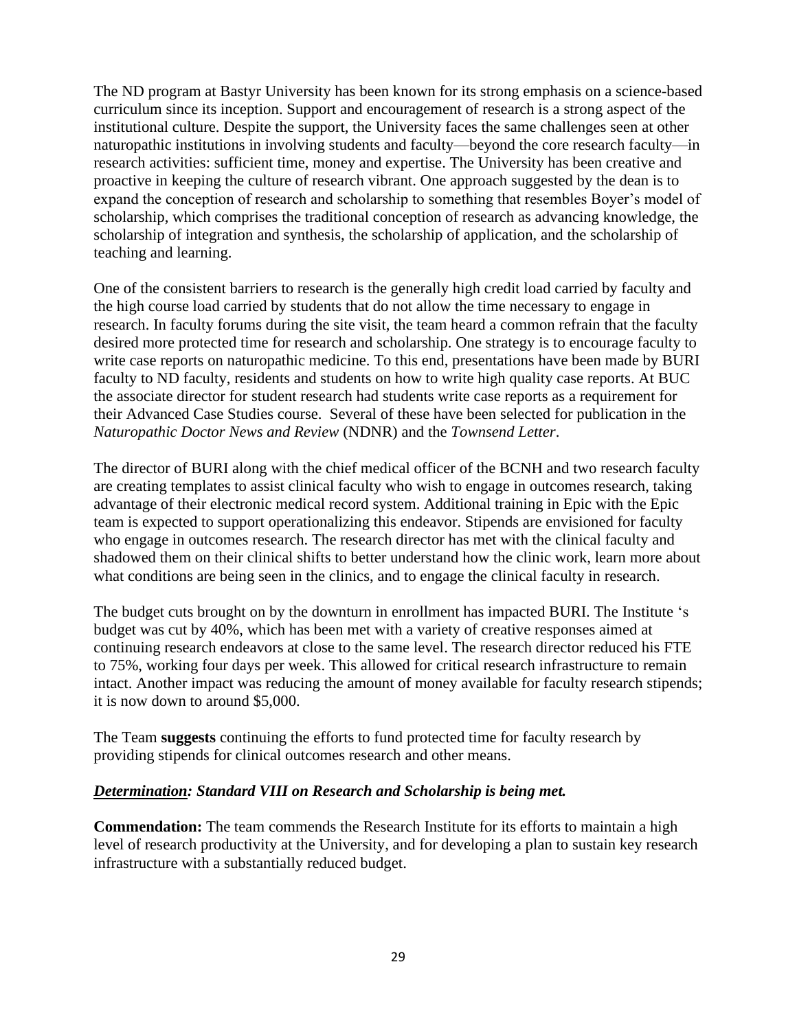The ND program at Bastyr University has been known for its strong emphasis on a science-based curriculum since its inception. Support and encouragement of research is a strong aspect of the institutional culture. Despite the support, the University faces the same challenges seen at other naturopathic institutions in involving students and faculty—beyond the core research faculty—in research activities: sufficient time, money and expertise. The University has been creative and proactive in keeping the culture of research vibrant. One approach suggested by the dean is to expand the conception of research and scholarship to something that resembles Boyer's model of scholarship, which comprises the traditional conception of research as advancing knowledge, the scholarship of integration and synthesis, the scholarship of application, and the scholarship of teaching and learning.

One of the consistent barriers to research is the generally high credit load carried by faculty and the high course load carried by students that do not allow the time necessary to engage in research. In faculty forums during the site visit, the team heard a common refrain that the faculty desired more protected time for research and scholarship. One strategy is to encourage faculty to write case reports on naturopathic medicine. To this end, presentations have been made by BURI faculty to ND faculty, residents and students on how to write high quality case reports. At BUC the associate director for student research had students write case reports as a requirement for their Advanced Case Studies course. Several of these have been selected for publication in the *Naturopathic Doctor News and Review* (NDNR) and the *Townsend Letter*.

The director of BURI along with the chief medical officer of the BCNH and two research faculty are creating templates to assist clinical faculty who wish to engage in outcomes research, taking advantage of their electronic medical record system. Additional training in Epic with the Epic team is expected to support operationalizing this endeavor. Stipends are envisioned for faculty who engage in outcomes research. The research director has met with the clinical faculty and shadowed them on their clinical shifts to better understand how the clinic work, learn more about what conditions are being seen in the clinics, and to engage the clinical faculty in research.

The budget cuts brought on by the downturn in enrollment has impacted BURI. The Institute 's budget was cut by 40%, which has been met with a variety of creative responses aimed at continuing research endeavors at close to the same level. The research director reduced his FTE to 75%, working four days per week. This allowed for critical research infrastructure to remain intact. Another impact was reducing the amount of money available for faculty research stipends; it is now down to around $5,000.

The Team **suggests** continuing the efforts to fund protected time for faculty research by providing stipends for clinical outcomes research and other means.

***Determination**: Standard VIII on Research and Scholarship is being met.*

**Commendation:** The team commends the Research Institute for its efforts to maintain a high level of research productivity at the University, and for developing a plan to sustain key research infrastructure with a substantially reduced budget.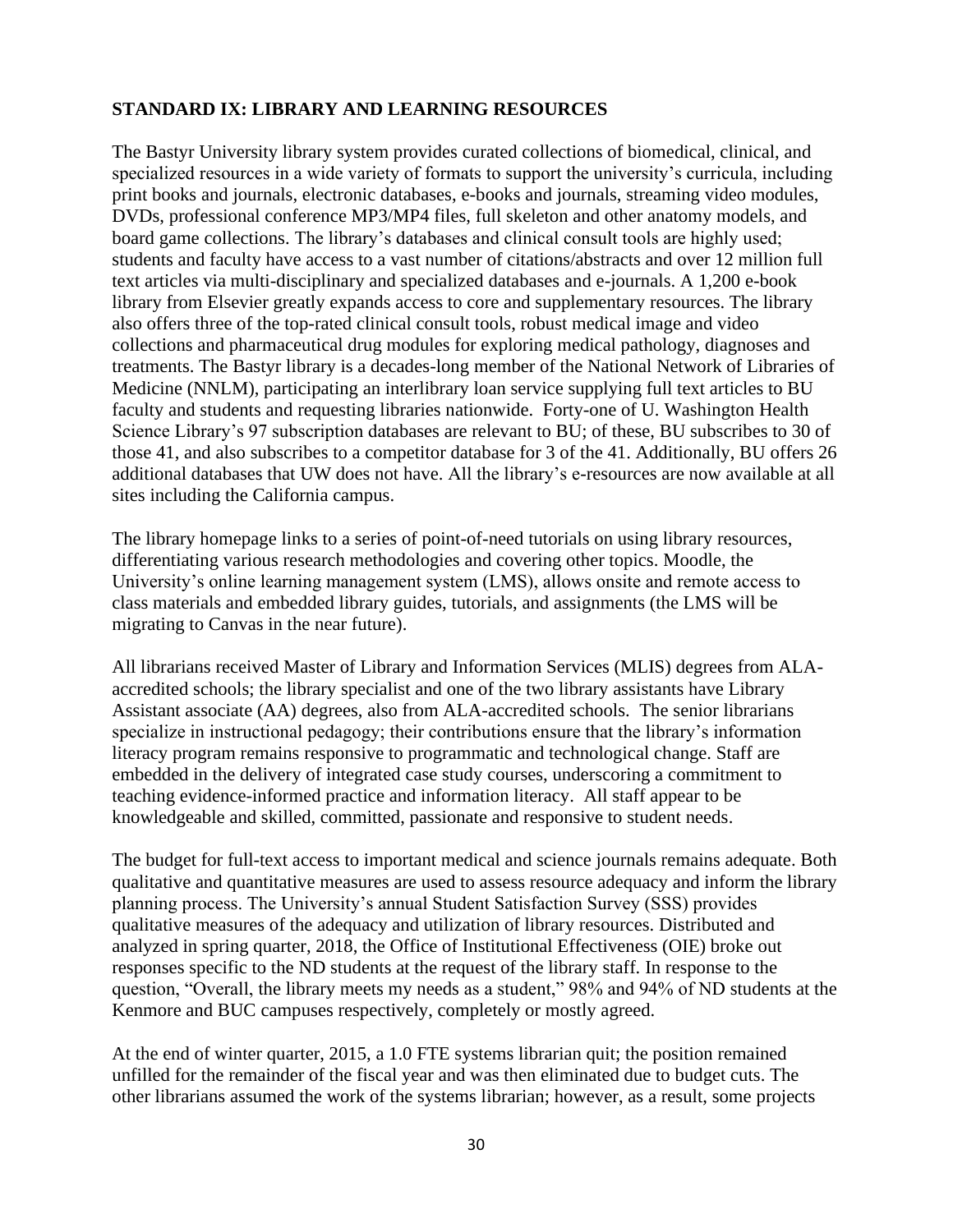## STANDARD IX: LIBRARY AND LEARNING RESOURCES

The Bastyr University library system provides curated collections of biomedical, clinical, and specialized resources in a wide variety of formats to support the university's curricula, including print books and journals, electronic databases, e-books and journals, streaming video modules, DVDs, professional conference MP3/MP4 files, full skeleton and other anatomy models, and board game collections. The library's databases and clinical consult tools are highly used; students and faculty have access to a vast number of citations/abstracts and over 12 million full text articles via multi-disciplinary and specialized databases and e-journals. A 1,200 e-book library from Elsevier greatly expands access to core and supplementary resources. The library also offers three of the top-rated clinical consult tools, robust medical image and video collections and pharmaceutical drug modules for exploring medical pathology, diagnoses and treatments. The Bastyr library is a decades-long member of the National Network of Libraries of Medicine (NNLM), participating an interlibrary loan service supplying full text articles to BU faculty and students and requesting libraries nationwide. Forty-one of U. Washington Health Science Library's 97 subscription databases are relevant to BU; of these, BU subscribes to 30 of those 41, and also subscribes to a competitor database for 3 of the 41. Additionally, BU offers 26 additional databases that UW does not have. All the library's e-resources are now available at all sites including the California campus.

The library homepage links to a series of point-of-need tutorials on using library resources, differentiating various research methodologies and covering other topics. Moodle, the University's online learning management system (LMS), allows onsite and remote access to class materials and embedded library guides, tutorials, and assignments (the LMS will be migrating to Canvas in the near future).

All librarians received Master of Library and Information Services (MLIS) degrees from ALA-accredited schools; the library specialist and one of the two library assistants have Library Assistant associate (AA) degrees, also from ALA-accredited schools. The senior librarians specialize in instructional pedagogy; their contributions ensure that the library's information literacy program remains responsive to programmatic and technological change. Staff are embedded in the delivery of integrated case study courses, underscoring a commitment to teaching evidence-informed practice and information literacy. All staff appear to be knowledgeable and skilled, committed, passionate and responsive to student needs.

The budget for full-text access to important medical and science journals remains adequate. Both qualitative and quantitative measures are used to assess resource adequacy and inform the library planning process. The University's annual Student Satisfaction Survey (SSS) provides qualitative measures of the adequacy and utilization of library resources. Distributed and analyzed in spring quarter, 2018, the Office of Institutional Effectiveness (OIE) broke out responses specific to the ND students at the request of the library staff. In response to the question, "Overall, the library meets my needs as a student," 98% and 94% of ND students at the Kenmore and BUC campuses respectively, completely or mostly agreed.

At the end of winter quarter, 2015, a 1.0 FTE systems librarian quit; the position remained unfilled for the remainder of the fiscal year and was then eliminated due to budget cuts. The other librarians assumed the work of the systems librarian; however, as a result, some projects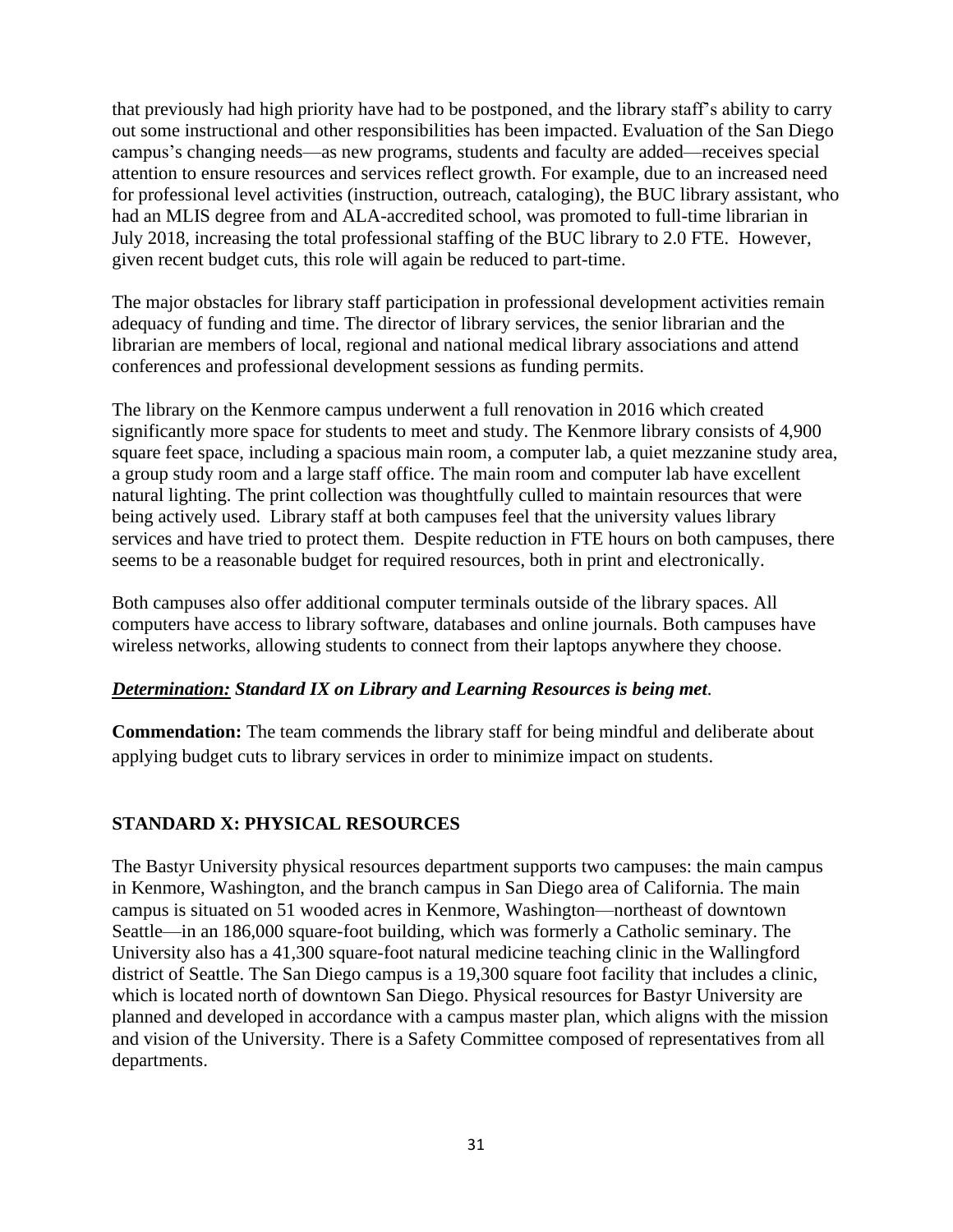that previously had high priority have had to be postponed, and the library staff's ability to carry out some instructional and other responsibilities has been impacted. Evaluation of the San Diego campus's changing needs—as new programs, students and faculty are added—receives special attention to ensure resources and services reflect growth. For example, due to an increased need for professional level activities (instruction, outreach, cataloging), the BUC library assistant, who had an MLIS degree from and ALA-accredited school, was promoted to full-time librarian in July 2018, increasing the total professional staffing of the BUC library to 2.0 FTE. However, given recent budget cuts, this role will again be reduced to part-time.

The major obstacles for library staff participation in professional development activities remain adequacy of funding and time. The director of library services, the senior librarian and the librarian are members of local, regional and national medical library associations and attend conferences and professional development sessions as funding permits.

The library on the Kenmore campus underwent a full renovation in 2016 which created significantly more space for students to meet and study. The Kenmore library consists of 4,900 square feet space, including a spacious main room, a computer lab, a quiet mezzanine study area, a group study room and a large staff office. The main room and computer lab have excellent natural lighting. The print collection was thoughtfully culled to maintain resources that were being actively used. Library staff at both campuses feel that the university values library services and have tried to protect them. Despite reduction in FTE hours on both campuses, there seems to be a reasonable budget for required resources, both in print and electronically.

Both campuses also offer additional computer terminals outside of the library spaces. All computers have access to library software, databases and online journals. Both campuses have wireless networks, allowing students to connect from their laptops anywhere they choose.

***Determination:*** ***Standard IX on Library and Learning Resources is being met.***

**Commendation:** The team commends the library staff for being mindful and deliberate about applying budget cuts to library services in order to minimize impact on students.

## STANDARD X: PHYSICAL RESOURCES

The Bastyr University physical resources department supports two campuses: the main campus in Kenmore, Washington, and the branch campus in San Diego area of California. The main campus is situated on 51 wooded acres in Kenmore, Washington—northeast of downtown Seattle—in an 186,000 square-foot building, which was formerly a Catholic seminary. The University also has a 41,300 square-foot natural medicine teaching clinic in the Wallingford district of Seattle. The San Diego campus is a 19,300 square foot facility that includes a clinic, which is located north of downtown San Diego. Physical resources for Bastyr University are planned and developed in accordance with a campus master plan, which aligns with the mission and vision of the University. There is a Safety Committee composed of representatives from all departments.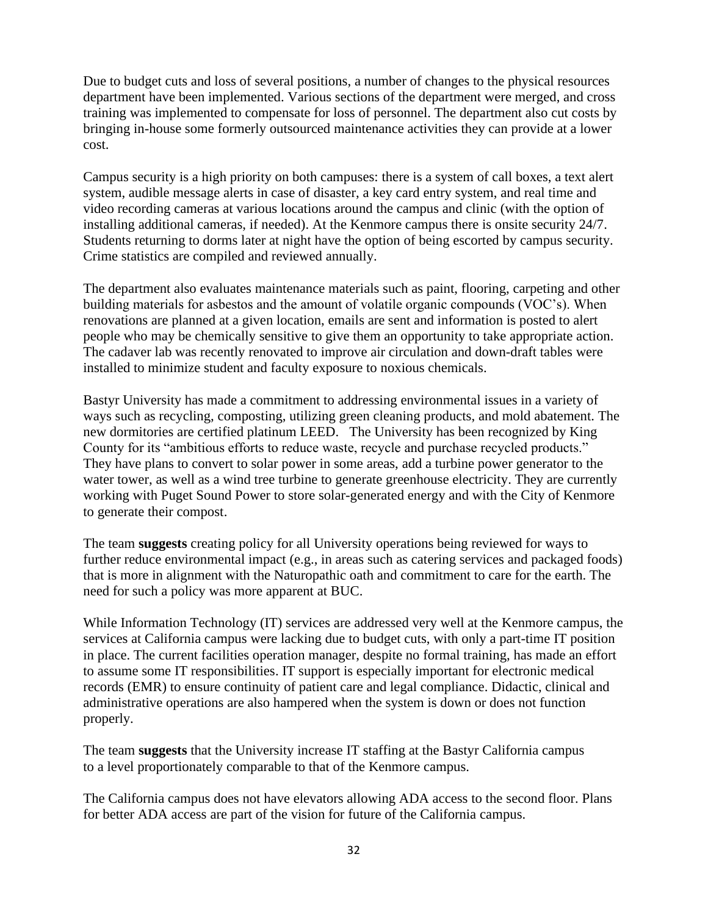Due to budget cuts and loss of several positions, a number of changes to the physical resources department have been implemented. Various sections of the department were merged, and cross training was implemented to compensate for loss of personnel. The department also cut costs by bringing in-house some formerly outsourced maintenance activities they can provide at a lower cost.

Campus security is a high priority on both campuses: there is a system of call boxes, a text alert system, audible message alerts in case of disaster, a key card entry system, and real time and video recording cameras at various locations around the campus and clinic (with the option of installing additional cameras, if needed). At the Kenmore campus there is onsite security 24/7. Students returning to dorms later at night have the option of being escorted by campus security. Crime statistics are compiled and reviewed annually.

The department also evaluates maintenance materials such as paint, flooring, carpeting and other building materials for asbestos and the amount of volatile organic compounds (VOC's). When renovations are planned at a given location, emails are sent and information is posted to alert people who may be chemically sensitive to give them an opportunity to take appropriate action. The cadaver lab was recently renovated to improve air circulation and down-draft tables were installed to minimize student and faculty exposure to noxious chemicals.

Bastyr University has made a commitment to addressing environmental issues in a variety of ways such as recycling, composting, utilizing green cleaning products, and mold abatement. The new dormitories are certified platinum LEED. The University has been recognized by King County for its "ambitious efforts to reduce waste, recycle and purchase recycled products." They have plans to convert to solar power in some areas, add a turbine power generator to the water tower, as well as a wind tree turbine to generate greenhouse electricity. They are currently working with Puget Sound Power to store solar-generated energy and with the City of Kenmore to generate their compost.

The team **suggests** creating policy for all University operations being reviewed for ways to further reduce environmental impact (e.g., in areas such as catering services and packaged foods) that is more in alignment with the Naturopathic oath and commitment to care for the earth. The need for such a policy was more apparent at BUC.

While Information Technology (IT) services are addressed very well at the Kenmore campus, the services at California campus were lacking due to budget cuts, with only a part-time IT position in place. The current facilities operation manager, despite no formal training, has made an effort to assume some IT responsibilities. IT support is especially important for electronic medical records (EMR) to ensure continuity of patient care and legal compliance. Didactic, clinical and administrative operations are also hampered when the system is down or does not function properly.

The team **suggests** that the University increase IT staffing at the Bastyr California campus to a level proportionately comparable to that of the Kenmore campus.

The California campus does not have elevators allowing ADA access to the second floor. Plans for better ADA access are part of the vision for future of the California campus.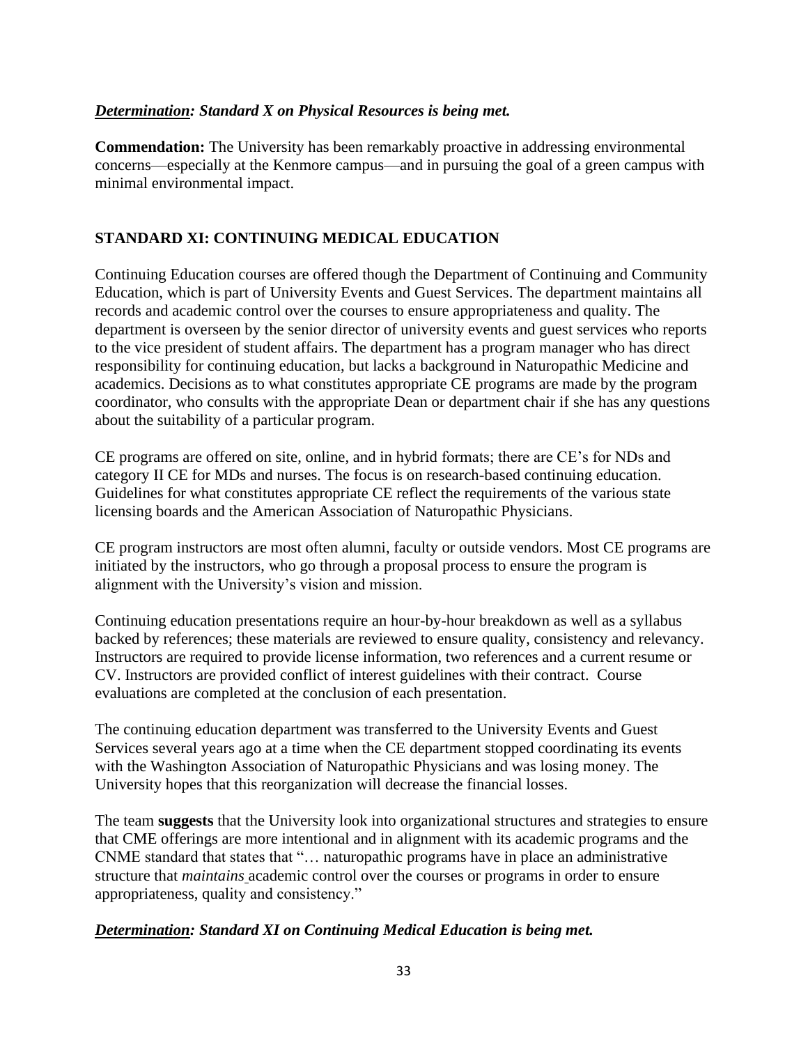***Determination*: Standard X on Physical Resources is being met.**

**Commendation:** The University has been remarkably proactive in addressing environmental concerns—especially at the Kenmore campus—and in pursuing the goal of a green campus with minimal environmental impact.

## STANDARD XI: CONTINUING MEDICAL EDUCATION

Continuing Education courses are offered though the Department of Continuing and Community Education, which is part of University Events and Guest Services. The department maintains all records and academic control over the courses to ensure appropriateness and quality. The department is overseen by the senior director of university events and guest services who reports to the vice president of student affairs. The department has a program manager who has direct responsibility for continuing education, but lacks a background in Naturopathic Medicine and academics. Decisions as to what constitutes appropriate CE programs are made by the program coordinator, who consults with the appropriate Dean or department chair if she has any questions about the suitability of a particular program.

CE programs are offered on site, online, and in hybrid formats; there are CE's for NDs and category II CE for MDs and nurses. The focus is on research-based continuing education. Guidelines for what constitutes appropriate CE reflect the requirements of the various state licensing boards and the American Association of Naturopathic Physicians.

CE program instructors are most often alumni, faculty or outside vendors. Most CE programs are initiated by the instructors, who go through a proposal process to ensure the program is alignment with the University's vision and mission.

Continuing education presentations require an hour-by-hour breakdown as well as a syllabus backed by references; these materials are reviewed to ensure quality, consistency and relevancy. Instructors are required to provide license information, two references and a current resume or CV. Instructors are provided conflict of interest guidelines with their contract. Course evaluations are completed at the conclusion of each presentation.

The continuing education department was transferred to the University Events and Guest Services several years ago at a time when the CE department stopped coordinating its events with the Washington Association of Naturopathic Physicians and was losing money. The University hopes that this reorganization will decrease the financial losses.

The team **suggests** that the University look into organizational structures and strategies to ensure that CME offerings are more intentional and in alignment with its academic programs and the CNME standard that states that "… naturopathic programs have in place an administrative structure that *maintains* academic control over the courses or programs in order to ensure appropriateness, quality and consistency."

***Determination*: Standard XI on Continuing Medical Education is being met.**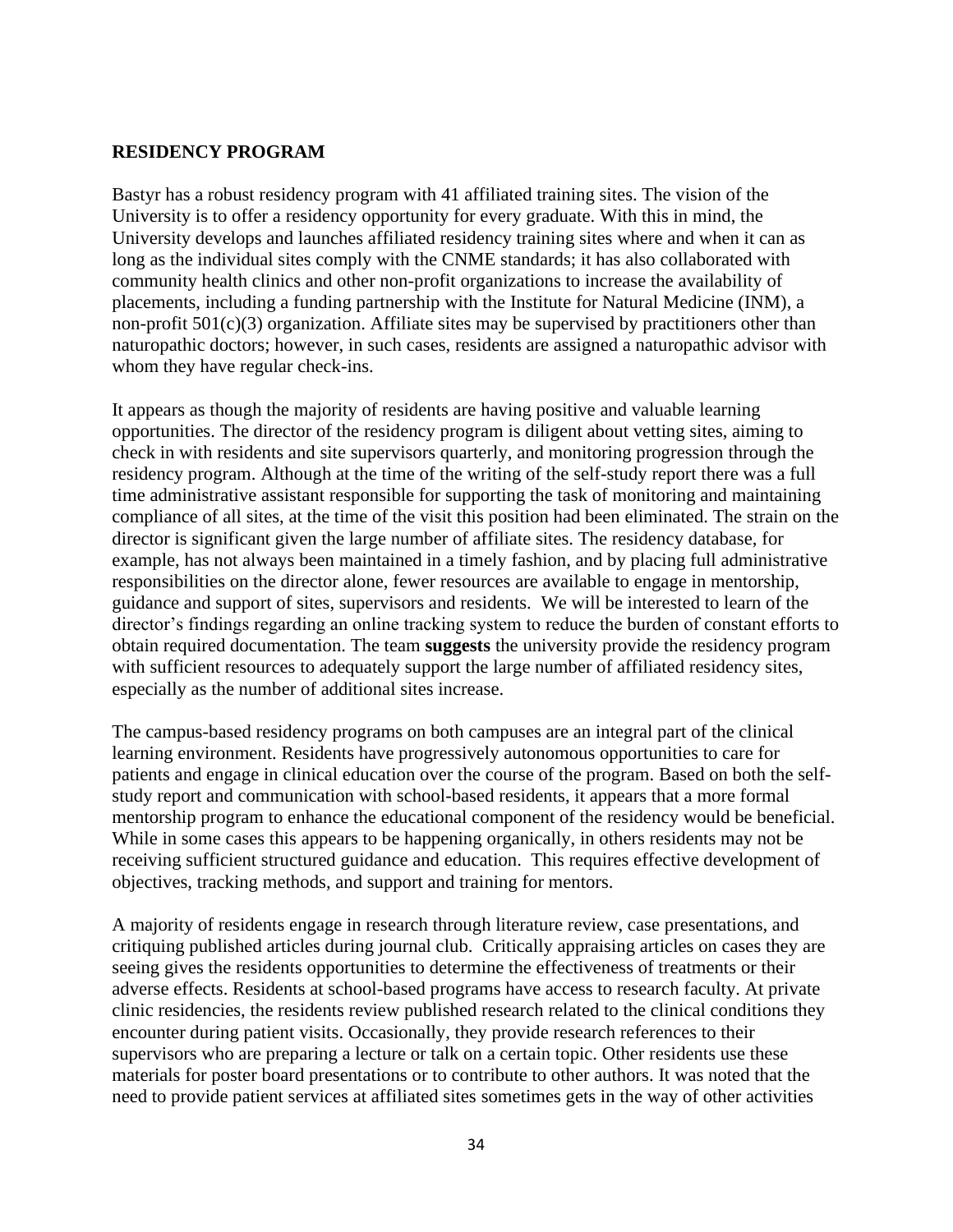## RESIDENCY PROGRAM

Bastyr has a robust residency program with 41 affiliated training sites. The vision of the University is to offer a residency opportunity for every graduate. With this in mind, the University develops and launches affiliated residency training sites where and when it can as long as the individual sites comply with the CNME standards; it has also collaborated with community health clinics and other non-profit organizations to increase the availability of placements, including a funding partnership with the Institute for Natural Medicine (INM), a non-profit 501(c)(3) organization. Affiliate sites may be supervised by practitioners other than naturopathic doctors; however, in such cases, residents are assigned a naturopathic advisor with whom they have regular check-ins.

It appears as though the majority of residents are having positive and valuable learning opportunities. The director of the residency program is diligent about vetting sites, aiming to check in with residents and site supervisors quarterly, and monitoring progression through the residency program. Although at the time of the writing of the self-study report there was a full time administrative assistant responsible for supporting the task of monitoring and maintaining compliance of all sites, at the time of the visit this position had been eliminated. The strain on the director is significant given the large number of affiliate sites. The residency database, for example, has not always been maintained in a timely fashion, and by placing full administrative responsibilities on the director alone, fewer resources are available to engage in mentorship, guidance and support of sites, supervisors and residents. We will be interested to learn of the director's findings regarding an online tracking system to reduce the burden of constant efforts to obtain required documentation. The team **suggests** the university provide the residency program with sufficient resources to adequately support the large number of affiliated residency sites, especially as the number of additional sites increase.

The campus-based residency programs on both campuses are an integral part of the clinical learning environment. Residents have progressively autonomous opportunities to care for patients and engage in clinical education over the course of the program. Based on both the self-study report and communication with school-based residents, it appears that a more formal mentorship program to enhance the educational component of the residency would be beneficial. While in some cases this appears to be happening organically, in others residents may not be receiving sufficient structured guidance and education. This requires effective development of objectives, tracking methods, and support and training for mentors.

A majority of residents engage in research through literature review, case presentations, and critiquing published articles during journal club. Critically appraising articles on cases they are seeing gives the residents opportunities to determine the effectiveness of treatments or their adverse effects. Residents at school-based programs have access to research faculty. At private clinic residencies, the residents review published research related to the clinical conditions they encounter during patient visits. Occasionally, they provide research references to their supervisors who are preparing a lecture or talk on a certain topic. Other residents use these materials for poster board presentations or to contribute to other authors. It was noted that the need to provide patient services at affiliated sites sometimes gets in the way of other activities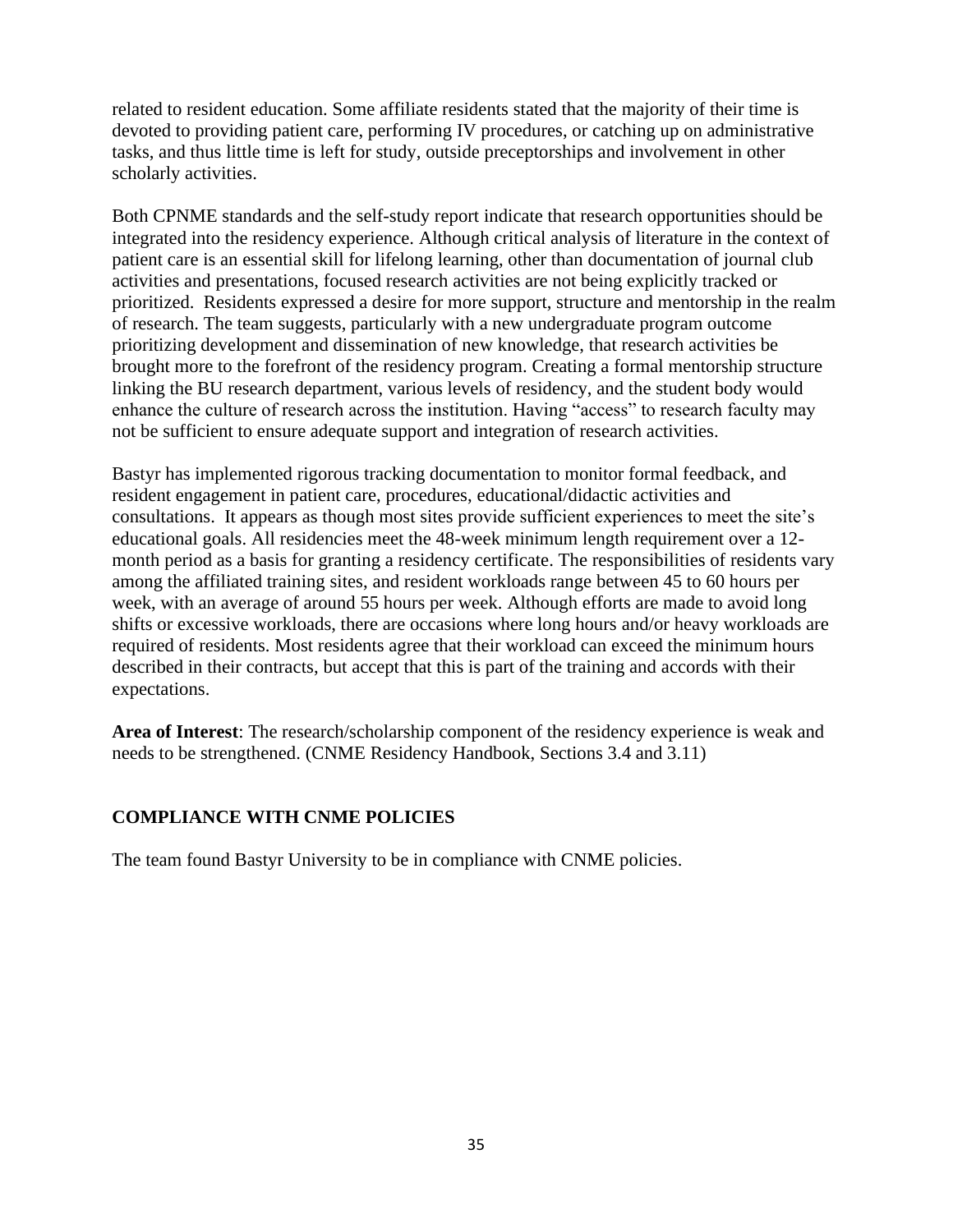related to resident education. Some affiliate residents stated that the majority of their time is devoted to providing patient care, performing IV procedures, or catching up on administrative tasks, and thus little time is left for study, outside preceptorships and involvement in other scholarly activities.

Both CPNME standards and the self-study report indicate that research opportunities should be integrated into the residency experience. Although critical analysis of literature in the context of patient care is an essential skill for lifelong learning, other than documentation of journal club activities and presentations, focused research activities are not being explicitly tracked or prioritized. Residents expressed a desire for more support, structure and mentorship in the realm of research. The team suggests, particularly with a new undergraduate program outcome prioritizing development and dissemination of new knowledge, that research activities be brought more to the forefront of the residency program. Creating a formal mentorship structure linking the BU research department, various levels of residency, and the student body would enhance the culture of research across the institution. Having "access" to research faculty may not be sufficient to ensure adequate support and integration of research activities.

Bastyr has implemented rigorous tracking documentation to monitor formal feedback, and resident engagement in patient care, procedures, educational/didactic activities and consultations. It appears as though most sites provide sufficient experiences to meet the site's educational goals. All residencies meet the 48-week minimum length requirement over a 12-month period as a basis for granting a residency certificate. The responsibilities of residents vary among the affiliated training sites, and resident workloads range between 45 to 60 hours per week, with an average of around 55 hours per week. Although efforts are made to avoid long shifts or excessive workloads, there are occasions where long hours and/or heavy workloads are required of residents. Most residents agree that their workload can exceed the minimum hours described in their contracts, but accept that this is part of the training and accords with their expectations.

**Area of Interest**: The research/scholarship component of the residency experience is weak and needs to be strengthened. (CNME Residency Handbook, Sections 3.4 and 3.11)

## COMPLIANCE WITH CNME POLICIES

The team found Bastyr University to be in compliance with CNME policies.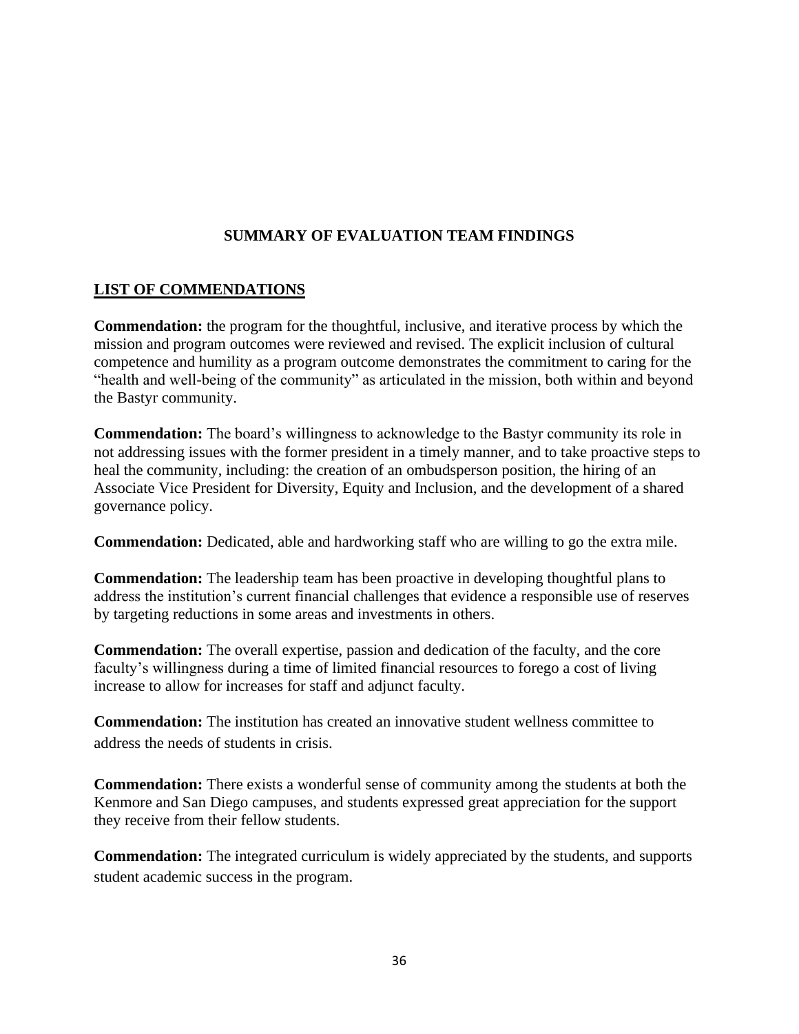## SUMMARY OF EVALUATION TEAM FINDINGS

### LIST OF COMMENDATIONS

**Commendation:** the program for the thoughtful, inclusive, and iterative process by which the mission and program outcomes were reviewed and revised. The explicit inclusion of cultural competence and humility as a program outcome demonstrates the commitment to caring for the "health and well-being of the community" as articulated in the mission, both within and beyond the Bastyr community.

**Commendation:** The board's willingness to acknowledge to the Bastyr community its role in not addressing issues with the former president in a timely manner, and to take proactive steps to heal the community, including: the creation of an ombudsperson position, the hiring of an Associate Vice President for Diversity, Equity and Inclusion, and the development of a shared governance policy.

**Commendation:** Dedicated, able and hardworking staff who are willing to go the extra mile.

**Commendation:** The leadership team has been proactive in developing thoughtful plans to address the institution's current financial challenges that evidence a responsible use of reserves by targeting reductions in some areas and investments in others.

**Commendation:** The overall expertise, passion and dedication of the faculty, and the core faculty's willingness during a time of limited financial resources to forego a cost of living increase to allow for increases for staff and adjunct faculty.

**Commendation:** The institution has created an innovative student wellness committee to address the needs of students in crisis.

**Commendation:** There exists a wonderful sense of community among the students at both the Kenmore and San Diego campuses, and students expressed great appreciation for the support they receive from their fellow students.

**Commendation:** The integrated curriculum is widely appreciated by the students, and supports student academic success in the program.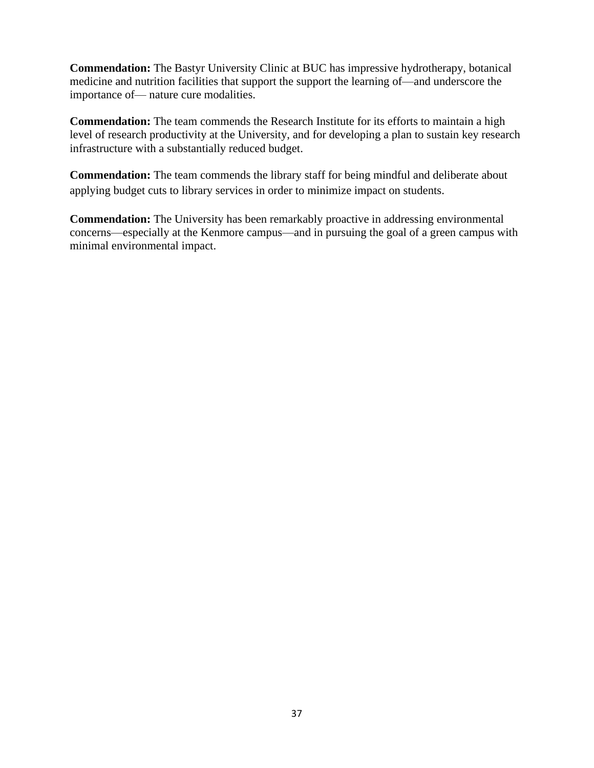**Commendation:** The Bastyr University Clinic at BUC has impressive hydrotherapy, botanical medicine and nutrition facilities that support the support the learning of—and underscore the importance of— nature cure modalities.

**Commendation:** The team commends the Research Institute for its efforts to maintain a high level of research productivity at the University, and for developing a plan to sustain key research infrastructure with a substantially reduced budget.

**Commendation:** The team commends the library staff for being mindful and deliberate about applying budget cuts to library services in order to minimize impact on students.

**Commendation:** The University has been remarkably proactive in addressing environmental concerns—especially at the Kenmore campus—and in pursuing the goal of a green campus with minimal environmental impact.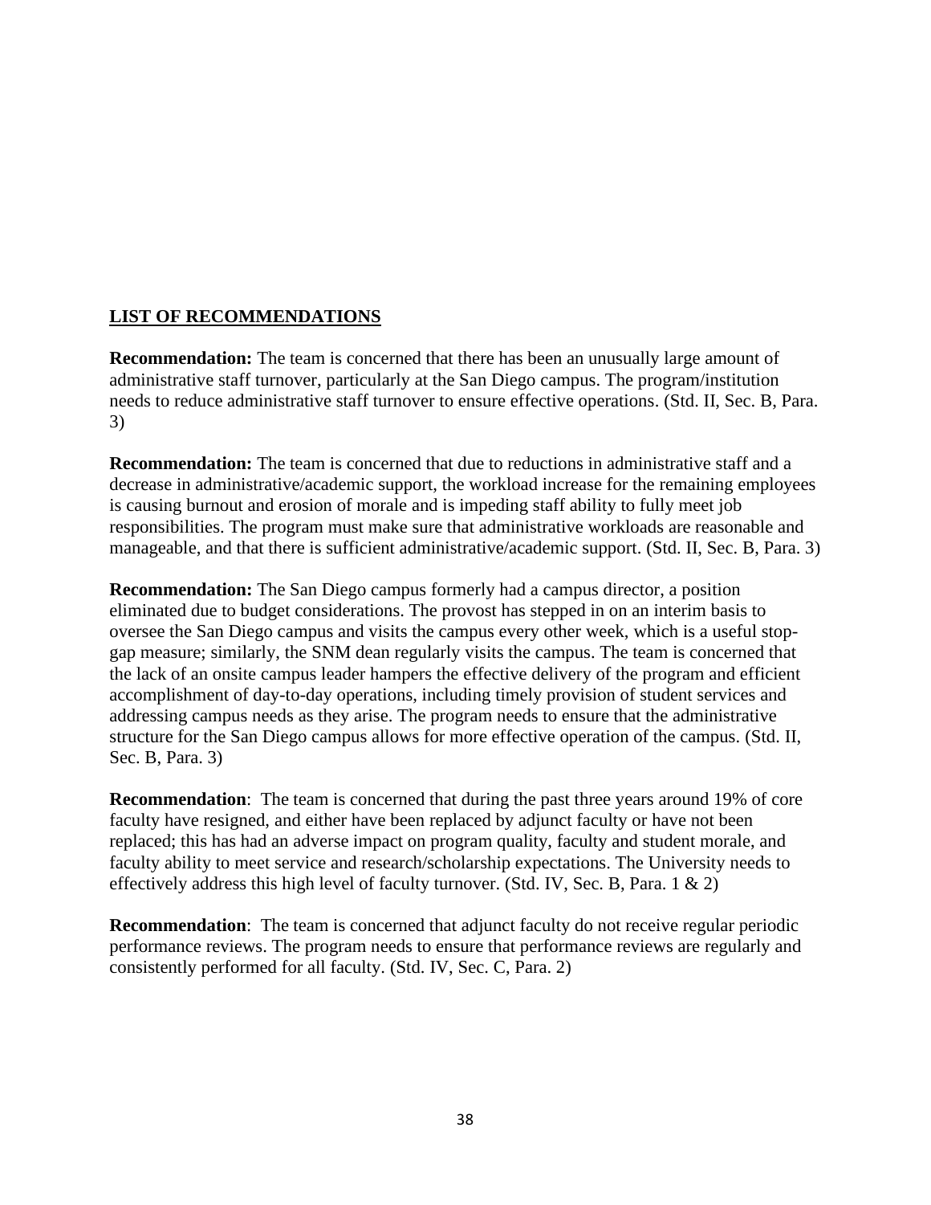## LIST OF RECOMMENDATIONS

**Recommendation:** The team is concerned that there has been an unusually large amount of administrative staff turnover, particularly at the San Diego campus. The program/institution needs to reduce administrative staff turnover to ensure effective operations. (Std. II, Sec. B, Para. 3)

**Recommendation:** The team is concerned that due to reductions in administrative staff and a decrease in administrative/academic support, the workload increase for the remaining employees is causing burnout and erosion of morale and is impeding staff ability to fully meet job responsibilities. The program must make sure that administrative workloads are reasonable and manageable, and that there is sufficient administrative/academic support. (Std. II, Sec. B, Para. 3)

**Recommendation:** The San Diego campus formerly had a campus director, a position eliminated due to budget considerations. The provost has stepped in on an interim basis to oversee the San Diego campus and visits the campus every other week, which is a useful stop-gap measure; similarly, the SNM dean regularly visits the campus. The team is concerned that the lack of an onsite campus leader hampers the effective delivery of the program and efficient accomplishment of day-to-day operations, including timely provision of student services and addressing campus needs as they arise. The program needs to ensure that the administrative structure for the San Diego campus allows for more effective operation of the campus. (Std. II, Sec. B, Para. 3)

**Recommendation**: The team is concerned that during the past three years around 19% of core faculty have resigned, and either have been replaced by adjunct faculty or have not been replaced; this has had an adverse impact on program quality, faculty and student morale, and faculty ability to meet service and research/scholarship expectations. The University needs to effectively address this high level of faculty turnover. (Std. IV, Sec. B, Para. 1 & 2)

**Recommendation**: The team is concerned that adjunct faculty do not receive regular periodic performance reviews. The program needs to ensure that performance reviews are regularly and consistently performed for all faculty. (Std. IV, Sec. C, Para. 2)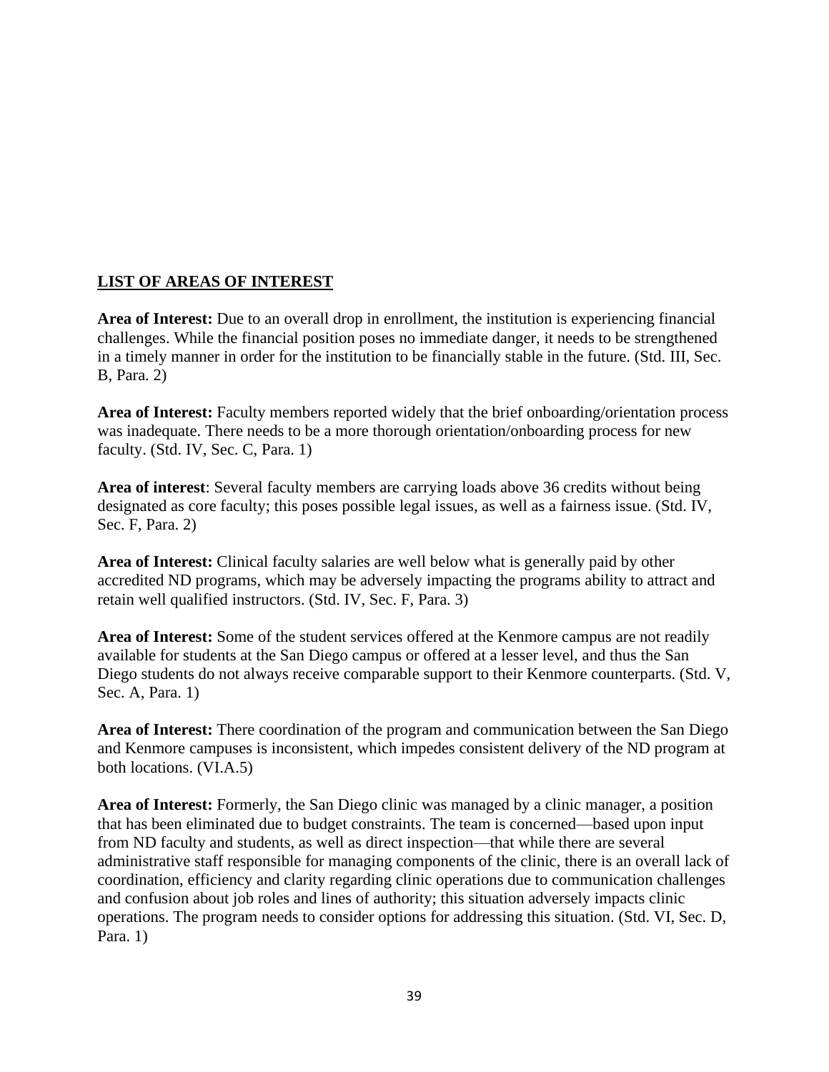**LIST OF AREAS OF INTEREST**

**Area of Interest:** Due to an overall drop in enrollment, the institution is experiencing financial challenges. While the financial position poses no immediate danger, it needs to be strengthened in a timely manner in order for the institution to be financially stable in the future. (Std. III, Sec. B, Para. 2)

**Area of Interest:** Faculty members reported widely that the brief onboarding/orientation process was inadequate. There needs to be a more thorough orientation/onboarding process for new faculty. (Std. IV, Sec. C, Para. 1)

**Area of interest**: Several faculty members are carrying loads above 36 credits without being designated as core faculty; this poses possible legal issues, as well as a fairness issue. (Std. IV, Sec. F, Para. 2)

**Area of Interest:** Clinical faculty salaries are well below what is generally paid by other accredited ND programs, which may be adversely impacting the programs ability to attract and retain well qualified instructors. (Std. IV, Sec. F, Para. 3)

**Area of Interest:** Some of the student services offered at the Kenmore campus are not readily available for students at the San Diego campus or offered at a lesser level, and thus the San Diego students do not always receive comparable support to their Kenmore counterparts. (Std. V, Sec. A, Para. 1)

**Area of Interest:** There coordination of the program and communication between the San Diego and Kenmore campuses is inconsistent, which impedes consistent delivery of the ND program at both locations. (VI.A.5)

**Area of Interest:** Formerly, the San Diego clinic was managed by a clinic manager, a position that has been eliminated due to budget constraints. The team is concerned—based upon input from ND faculty and students, as well as direct inspection—that while there are several administrative staff responsible for managing components of the clinic, there is an overall lack of coordination, efficiency and clarity regarding clinic operations due to communication challenges and confusion about job roles and lines of authority; this situation adversely impacts clinic operations. The program needs to consider options for addressing this situation. (Std. VI, Sec. D, Para. 1)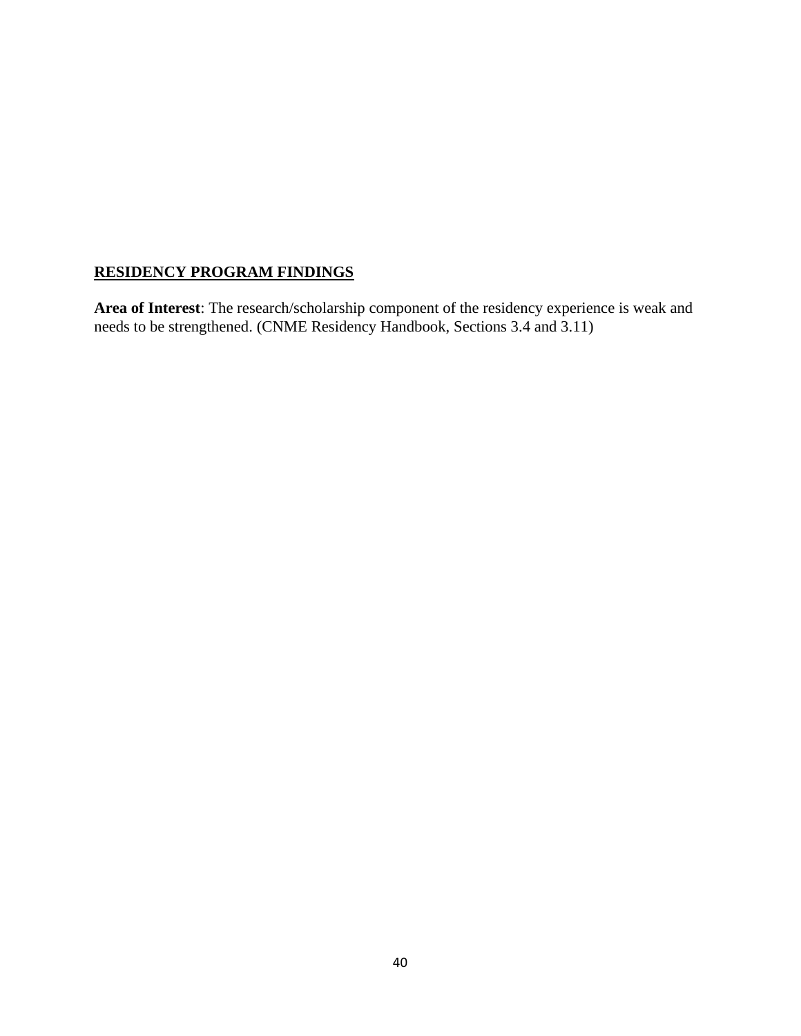## RESIDENCY PROGRAM FINDINGS

**Area of Interest**: The research/scholarship component of the residency experience is weak and needs to be strengthened. (CNME Residency Handbook, Sections 3.4 and 3.11)